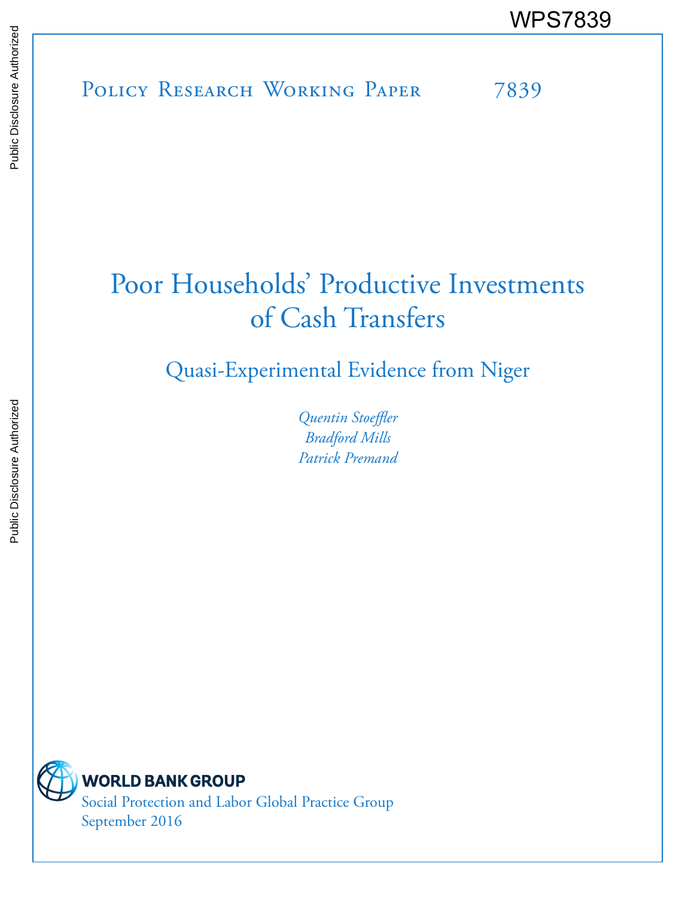WPS7839

Policy Research Working Paper 7839

# Poor Households' Productive Investments of Cash Transfers

## Quasi-Experimental Evidence from Niger

*Quentin Stoeffler*
*Bradford Mills*
*Patrick Premand*

WORLD BANK GROUP
Social Protection and Labor Global Practice Group
September 2016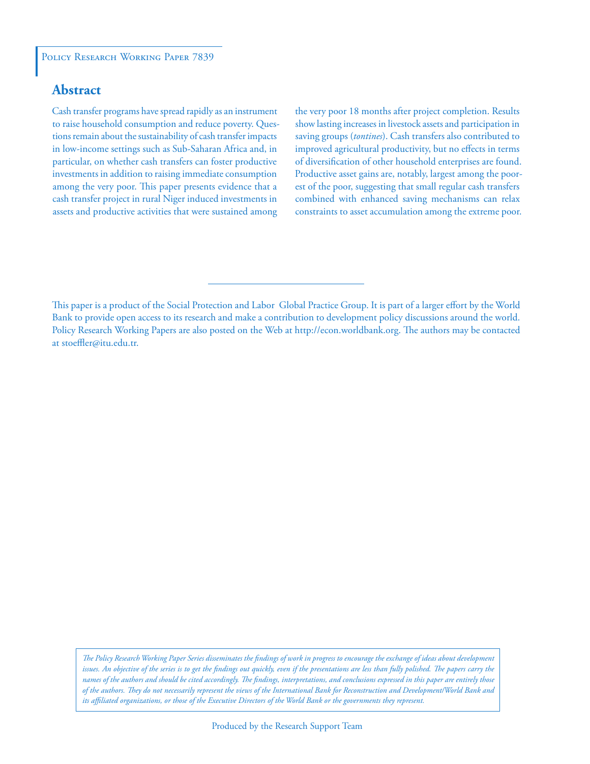Policy Research Working Paper 7839

## Abstract

Cash transfer programs have spread rapidly as an instrument to raise household consumption and reduce poverty. Questions remain about the sustainability of cash transfer impacts in low-income settings such as Sub-Saharan Africa and, in particular, on whether cash transfers can foster productive investments in addition to raising immediate consumption among the very poor. This paper presents evidence that a cash transfer project in rural Niger induced investments in assets and productive activities that were sustained among the very poor 18 months after project completion. Results show lasting increases in livestock assets and participation in saving groups (*tontines*). Cash transfers also contributed to improved agricultural productivity, but no effects in terms of diversification of other household enterprises are found. Productive asset gains are, notably, largest among the poorest of the poor, suggesting that small regular cash transfers combined with enhanced saving mechanisms can relax constraints to asset accumulation among the extreme poor.

This paper is a product of the Social Protection and Labor Global Practice Group. It is part of a larger effort by the World Bank to provide open access to its research and make a contribution to development policy discussions around the world. Policy Research Working Papers are also posted on the Web at http://econ.worldbank.org. The authors may be contacted at stoeffler@itu.edu.tr.

*The Policy Research Working Paper Series disseminates the findings of work in progress to encourage the exchange of ideas about development issues. An objective of the series is to get the findings out quickly, even if the presentations are less than fully polished. The papers carry the names of the authors and should be cited accordingly. The findings, interpretations, and conclusions expressed in this paper are entirely those of the authors. They do not necessarily represent the views of the International Bank for Reconstruction and Development/World Bank and its affiliated organizations, or those of the Executive Directors of the World Bank or the governments they represent.*

Produced by the Research Support Team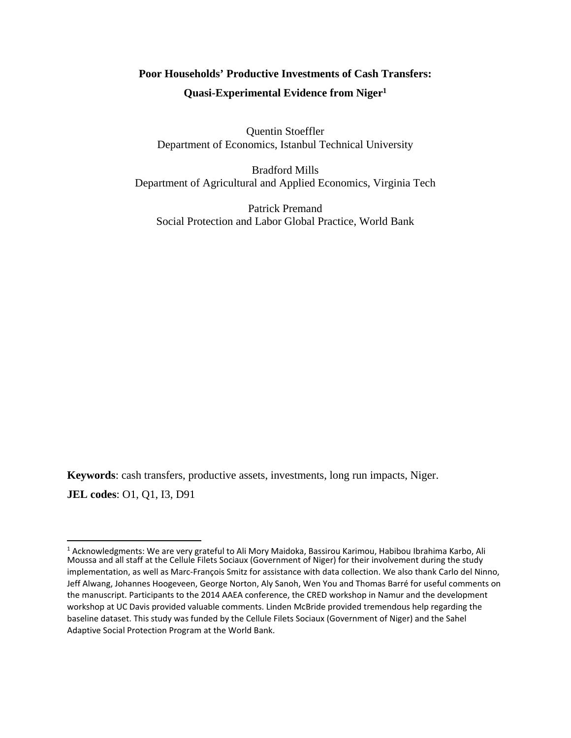# Poor Households' Productive Investments of Cash Transfers: Quasi-Experimental Evidence from Niger[1]

Quentin Stoeffler
Department of Economics, Istanbul Technical University

Bradford Mills
Department of Agricultural and Applied Economics, Virginia Tech

Patrick Premand
Social Protection and Labor Global Practice, World Bank

**Keywords**: cash transfers, productive assets, investments, long run impacts, Niger.

**JEL codes**: O1, Q1, I3, D91

[1] Acknowledgments: We are very grateful to Ali Mory Maidoka, Bassirou Karimou, Habibou Ibrahima Karbo, Ali Moussa and all staff at the Cellule Filets Sociaux (Government of Niger) for their involvement during the study implementation, as well as Marc-François Smitz for assistance with data collection. We also thank Carlo del Ninno, Jeff Alwang, Johannes Hoogeveen, George Norton, Aly Sanoh, Wen You and Thomas Barré for useful comments on the manuscript. Participants to the 2014 AAEA conference, the CRED workshop in Namur and the development workshop at UC Davis provided valuable comments. Linden McBride provided tremendous help regarding the baseline dataset. This study was funded by the Cellule Filets Sociaux (Government of Niger) and the Sahel Adaptive Social Protection Program at the World Bank.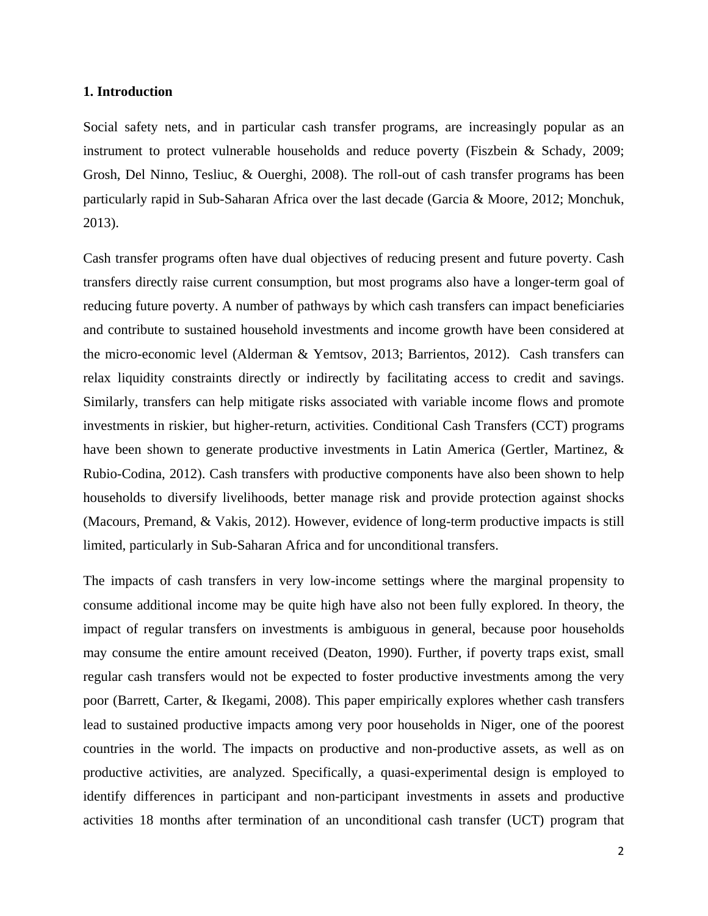## 1. Introduction

Social safety nets, and in particular cash transfer programs, are increasingly popular as an instrument to protect vulnerable households and reduce poverty (Fiszbein & Schady, 2009; Grosh, Del Ninno, Tesliuc, & Ouerghi, 2008). The roll-out of cash transfer programs has been particularly rapid in Sub-Saharan Africa over the last decade (Garcia & Moore, 2012; Monchuk, 2013).

Cash transfer programs often have dual objectives of reducing present and future poverty. Cash transfers directly raise current consumption, but most programs also have a longer-term goal of reducing future poverty. A number of pathways by which cash transfers can impact beneficiaries and contribute to sustained household investments and income growth have been considered at the micro-economic level (Alderman & Yemtsov, 2013; Barrientos, 2012). Cash transfers can relax liquidity constraints directly or indirectly by facilitating access to credit and savings. Similarly, transfers can help mitigate risks associated with variable income flows and promote investments in riskier, but higher-return, activities. Conditional Cash Transfers (CCT) programs have been shown to generate productive investments in Latin America (Gertler, Martinez, & Rubio-Codina, 2012). Cash transfers with productive components have also been shown to help households to diversify livelihoods, better manage risk and provide protection against shocks (Macours, Premand, & Vakis, 2012). However, evidence of long-term productive impacts is still limited, particularly in Sub-Saharan Africa and for unconditional transfers.

The impacts of cash transfers in very low-income settings where the marginal propensity to consume additional income may be quite high have also not been fully explored. In theory, the impact of regular transfers on investments is ambiguous in general, because poor households may consume the entire amount received (Deaton, 1990). Further, if poverty traps exist, small regular cash transfers would not be expected to foster productive investments among the very poor (Barrett, Carter, & Ikegami, 2008). This paper empirically explores whether cash transfers lead to sustained productive impacts among very poor households in Niger, one of the poorest countries in the world. The impacts on productive and non-productive assets, as well as on productive activities, are analyzed. Specifically, a quasi-experimental design is employed to identify differences in participant and non-participant investments in assets and productive activities 18 months after termination of an unconditional cash transfer (UCT) program that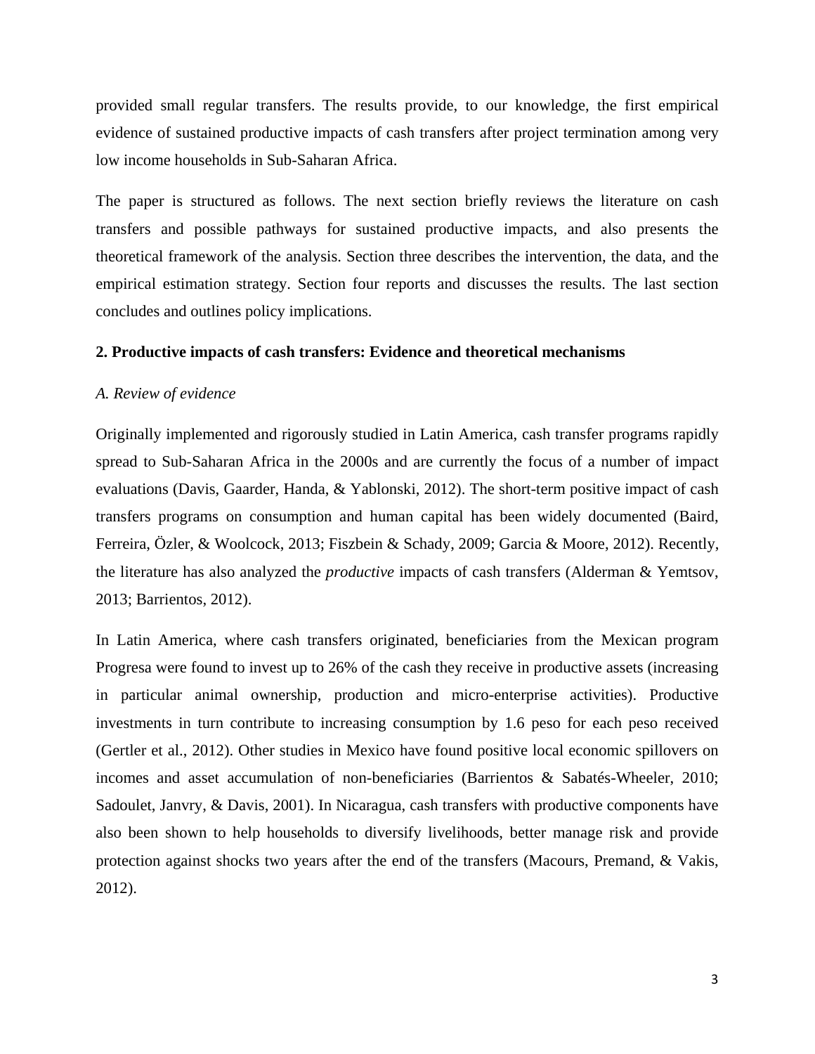provided small regular transfers. The results provide, to our knowledge, the first empirical evidence of sustained productive impacts of cash transfers after project termination among very low income households in Sub-Saharan Africa.

The paper is structured as follows. The next section briefly reviews the literature on cash transfers and possible pathways for sustained productive impacts, and also presents the theoretical framework of the analysis. Section three describes the intervention, the data, and the empirical estimation strategy. Section four reports and discusses the results. The last section concludes and outlines policy implications.

## 2. Productive impacts of cash transfers: Evidence and theoretical mechanisms

### *A. Review of evidence*

Originally implemented and rigorously studied in Latin America, cash transfer programs rapidly spread to Sub-Saharan Africa in the 2000s and are currently the focus of a number of impact evaluations (Davis, Gaarder, Handa, & Yablonski, 2012). The short-term positive impact of cash transfers programs on consumption and human capital has been widely documented (Baird, Ferreira, Özler, & Woolcock, 2013; Fiszbein & Schady, 2009; Garcia & Moore, 2012). Recently, the literature has also analyzed the *productive* impacts of cash transfers (Alderman & Yemtsov, 2013; Barrientos, 2012).

In Latin America, where cash transfers originated, beneficiaries from the Mexican program Progresa were found to invest up to 26% of the cash they receive in productive assets (increasing in particular animal ownership, production and micro-enterprise activities). Productive investments in turn contribute to increasing consumption by 1.6 peso for each peso received (Gertler et al., 2012). Other studies in Mexico have found positive local economic spillovers on incomes and asset accumulation of non-beneficiaries (Barrientos & Sabatés-Wheeler, 2010; Sadoulet, Janvry, & Davis, 2001). In Nicaragua, cash transfers with productive components have also been shown to help households to diversify livelihoods, better manage risk and provide protection against shocks two years after the end of the transfers (Macours, Premand, & Vakis, 2012).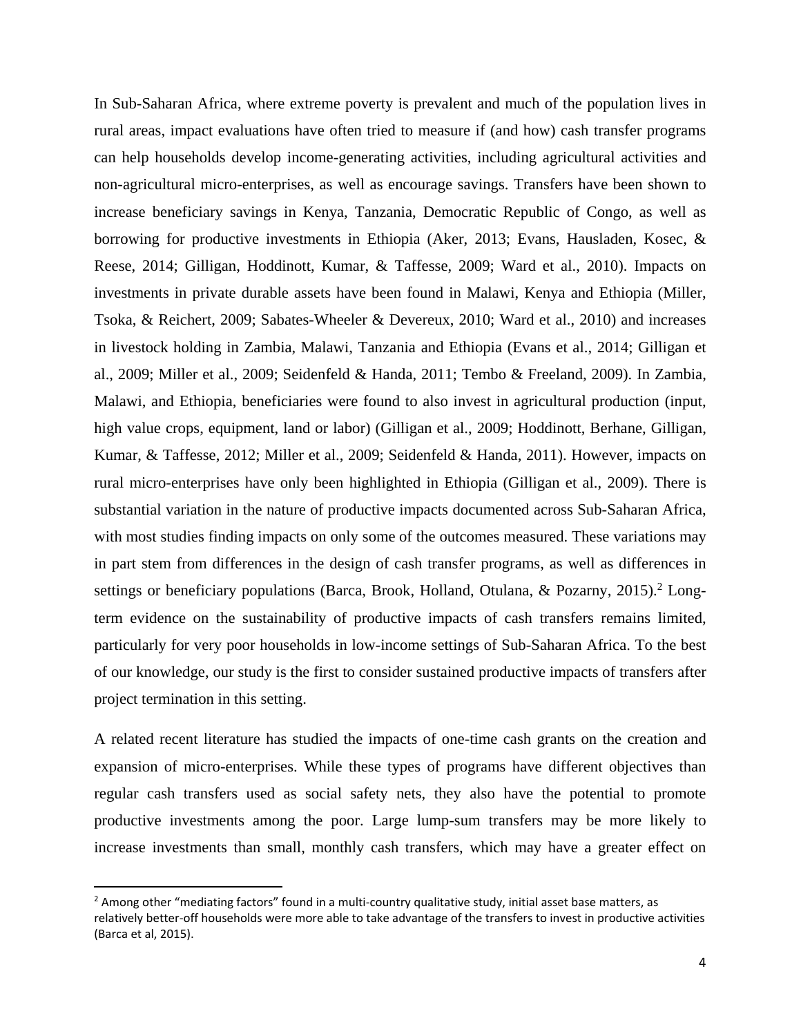In Sub-Saharan Africa, where extreme poverty is prevalent and much of the population lives in rural areas, impact evaluations have often tried to measure if (and how) cash transfer programs can help households develop income-generating activities, including agricultural activities and non-agricultural micro-enterprises, as well as encourage savings. Transfers have been shown to increase beneficiary savings in Kenya, Tanzania, Democratic Republic of Congo, as well as borrowing for productive investments in Ethiopia (Aker, 2013; Evans, Hausladen, Kosec, & Reese, 2014; Gilligan, Hoddinott, Kumar, & Taffesse, 2009; Ward et al., 2010). Impacts on investments in private durable assets have been found in Malawi, Kenya and Ethiopia (Miller, Tsoka, & Reichert, 2009; Sabates-Wheeler & Devereux, 2010; Ward et al., 2010) and increases in livestock holding in Zambia, Malawi, Tanzania and Ethiopia (Evans et al., 2014; Gilligan et al., 2009; Miller et al., 2009; Seidenfeld & Handa, 2011; Tembo & Freeland, 2009). In Zambia, Malawi, and Ethiopia, beneficiaries were found to also invest in agricultural production (input, high value crops, equipment, land or labor) (Gilligan et al., 2009; Hoddinott, Berhane, Gilligan, Kumar, & Taffesse, 2012; Miller et al., 2009; Seidenfeld & Handa, 2011). However, impacts on rural micro-enterprises have only been highlighted in Ethiopia (Gilligan et al., 2009). There is substantial variation in the nature of productive impacts documented across Sub-Saharan Africa, with most studies finding impacts on only some of the outcomes measured. These variations may in part stem from differences in the design of cash transfer programs, as well as differences in settings or beneficiary populations (Barca, Brook, Holland, Otulana, & Pozarny, 2015).[2] Long-term evidence on the sustainability of productive impacts of cash transfers remains limited, particularly for very poor households in low-income settings of Sub-Saharan Africa. To the best of our knowledge, our study is the first to consider sustained productive impacts of transfers after project termination in this setting.

A related recent literature has studied the impacts of one-time cash grants on the creation and expansion of micro-enterprises. While these types of programs have different objectives than regular cash transfers used as social safety nets, they also have the potential to promote productive investments among the poor. Large lump-sum transfers may be more likely to increase investments than small, monthly cash transfers, which may have a greater effect on

[2] Among other "mediating factors" found in a multi-country qualitative study, initial asset base matters, as relatively better-off households were more able to take advantage of the transfers to invest in productive activities (Barca et al, 2015).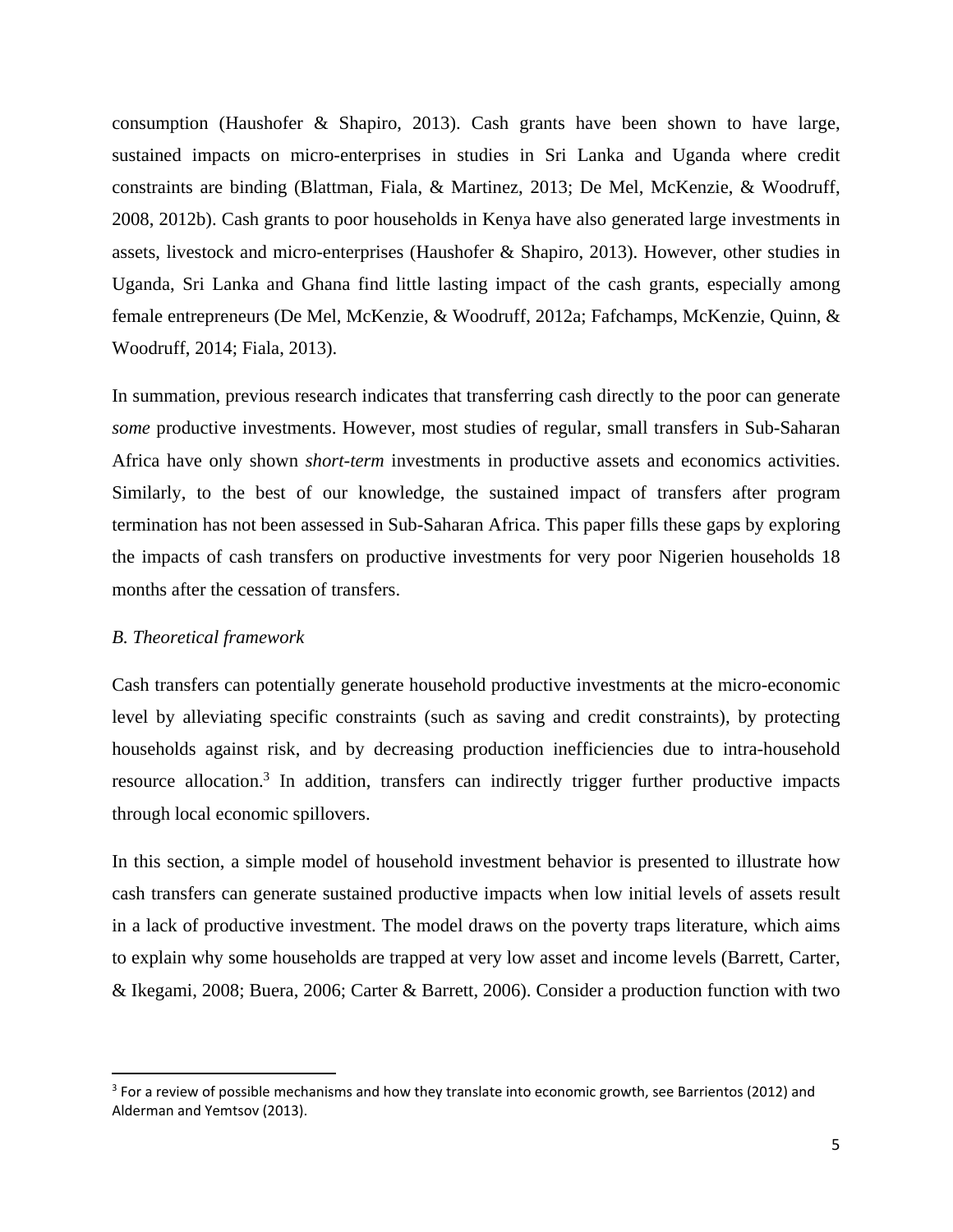consumption (Haushofer & Shapiro, 2013). Cash grants have been shown to have large, sustained impacts on micro-enterprises in studies in Sri Lanka and Uganda where credit constraints are binding (Blattman, Fiala, & Martinez, 2013; De Mel, McKenzie, & Woodruff, 2008, 2012b). Cash grants to poor households in Kenya have also generated large investments in assets, livestock and micro-enterprises (Haushofer & Shapiro, 2013). However, other studies in Uganda, Sri Lanka and Ghana find little lasting impact of the cash grants, especially among female entrepreneurs (De Mel, McKenzie, & Woodruff, 2012a; Fafchamps, McKenzie, Quinn, & Woodruff, 2014; Fiala, 2013).

In summation, previous research indicates that transferring cash directly to the poor can generate *some* productive investments. However, most studies of regular, small transfers in Sub-Saharan Africa have only shown *short-term* investments in productive assets and economics activities. Similarly, to the best of our knowledge, the sustained impact of transfers after program termination has not been assessed in Sub-Saharan Africa. This paper fills these gaps by exploring the impacts of cash transfers on productive investments for very poor Nigerien households 18 months after the cessation of transfers.

### *B. Theoretical framework*

Cash transfers can potentially generate household productive investments at the micro-economic level by alleviating specific constraints (such as saving and credit constraints), by protecting households against risk, and by decreasing production inefficiencies due to intra-household resource allocation.[3] In addition, transfers can indirectly trigger further productive impacts through local economic spillovers.

In this section, a simple model of household investment behavior is presented to illustrate how cash transfers can generate sustained productive impacts when low initial levels of assets result in a lack of productive investment. The model draws on the poverty traps literature, which aims to explain why some households are trapped at very low asset and income levels (Barrett, Carter, & Ikegami, 2008; Buera, 2006; Carter & Barrett, 2006). Consider a production function with two

[3] For a review of possible mechanisms and how they translate into economic growth, see Barrientos (2012) and Alderman and Yemtsov (2013).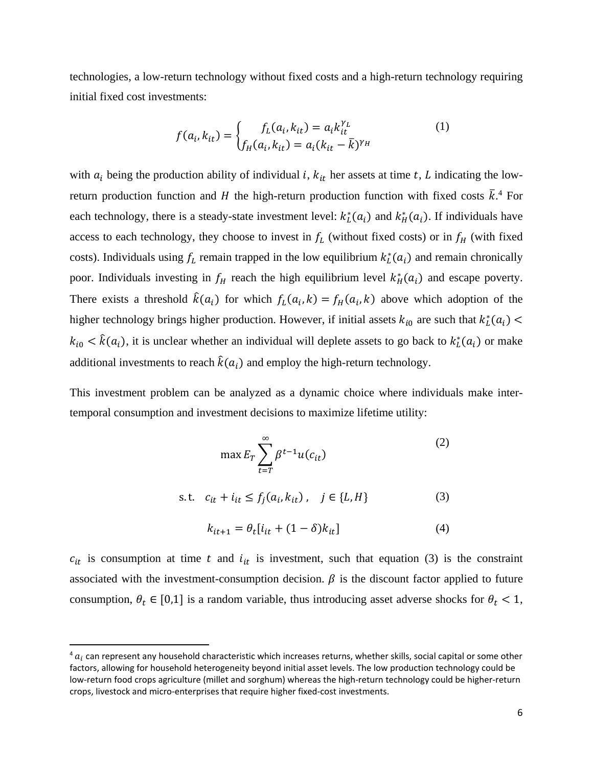technologies, a low-return technology without fixed costs and a high-return technology requiring initial fixed cost investments:

$$f(a_i, k_{it}) = \begin{cases} f_L(a_i, k_{it}) = a_i k_{it}^{\gamma_L} \\ f_H(a_i, k_{it}) = a_i (k_{it} - \bar{k})^{\gamma_H} \end{cases} \quad (1)$$

with $a_i$ being the production ability of individual $i$, $k_{it}$ her assets at time $t$, $L$ indicating the low-return production function and $H$ the high-return production function with fixed costs $\bar{k}$.[4] For each technology, there is a steady-state investment level: $k_L^*(a_i)$ and $k_H^*(a_i)$. If individuals have access to each technology, they choose to invest in $f_L$ (without fixed costs) or in $f_H$ (with fixed costs). Individuals using $f_L$ remain trapped in the low equilibrium $k_L^*(a_i)$ and remain chronically poor. Individuals investing in $f_H$ reach the high equilibrium level $k_H^*(a_i)$ and escape poverty. There exists a threshold $\hat{k}(a_i)$ for which $f_L(a_i, k) = f_H(a_i, k)$ above which adoption of the higher technology brings higher production. However, if initial assets $k_{i0}$ are such that $k_L^*(a_i) < k_{i0} < \hat{k}(a_i)$, it is unclear whether an individual will deplete assets to go back to $k_L^*(a_i)$ or make additional investments to reach $\hat{k}(a_i)$ and employ the high-return technology.

This investment problem can be analyzed as a dynamic choice where individuals make inter-temporal consumption and investment decisions to maximize lifetime utility:

$$\max E_T \sum_{t=T}^{\infty} \beta^{t-1} u(c_{it}) \quad (2)$$

$$\text{s.t.} \quad c_{it} + i_{it} \leq f_j(a_i, k_{it}), \quad j \in \{L, H\} \quad (3)$$

$$k_{it+1} = \theta_t [i_{it} + (1 - \delta) k_{it}] \quad (4)$$

$c_{it}$ is consumption at time $t$ and $i_{it}$ is investment, such that equation (3) is the constraint associated with the investment-consumption decision. $\beta$ is the discount factor applied to future consumption, $\theta_t \in [0,1]$ is a random variable, thus introducing asset adverse shocks for $\theta_t < 1$,

[4] $a_i$ can represent any household characteristic which increases returns, whether skills, social capital or some other factors, allowing for household heterogeneity beyond initial asset levels. The low production technology could be low-return food crops agriculture (millet and sorghum) whereas the high-return technology could be higher-return crops, livestock and micro-enterprises that require higher fixed-cost investments.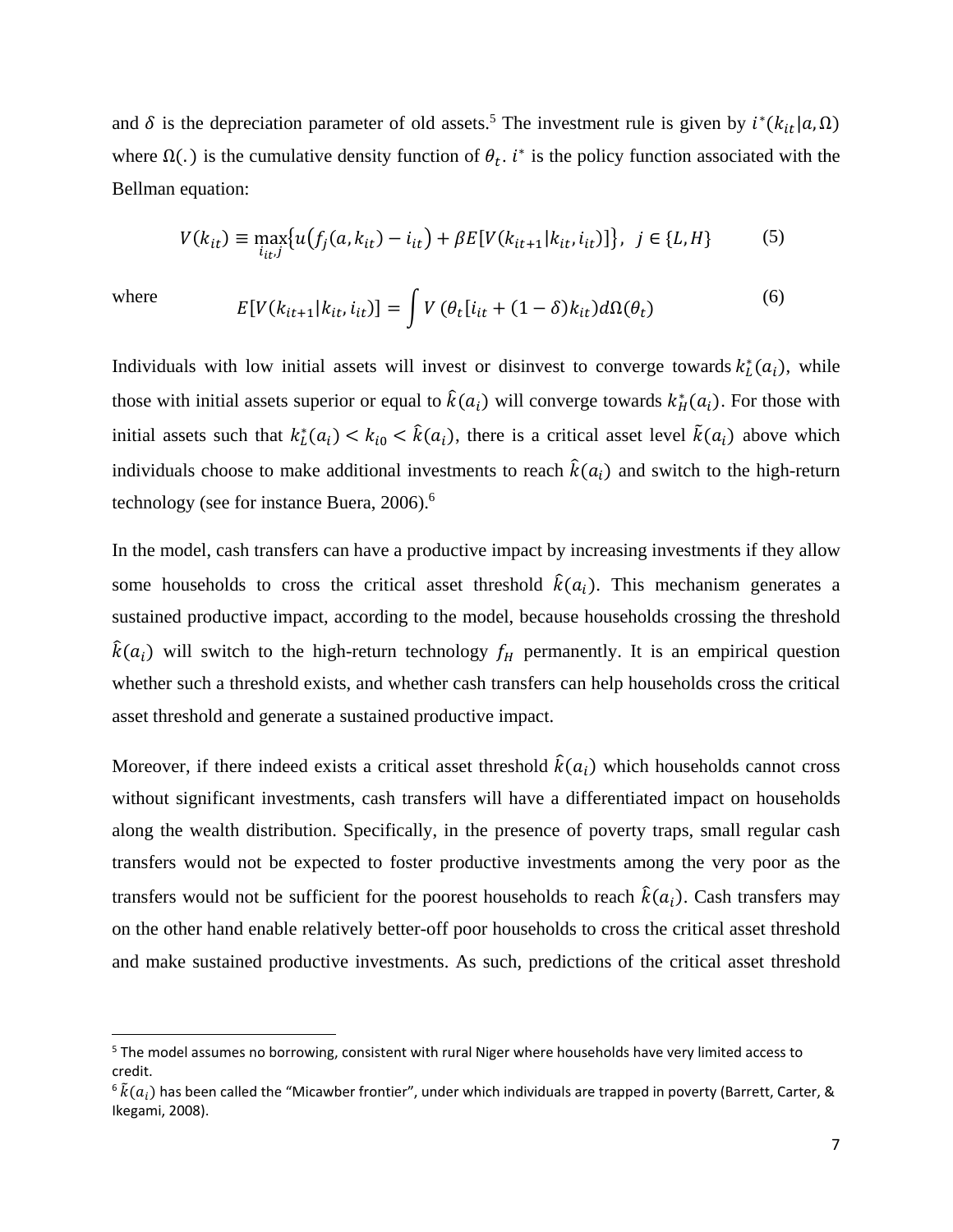and $\delta$ is the depreciation parameter of old assets.[5] The investment rule is given by $i^*(k_{it}|a, \Omega)$ where $\Omega(.)$ is the cumulative density function of $\theta_t$. $i^*$ is the policy function associated with the Bellman equation:

$$V(k_{it}) \equiv \max_{i_{it},j}\{u(f_j(a, k_{it}) - i_{it}) + \beta E[V(k_{it+1}|k_{it}, i_{it})]\}, \;\; j \in \{L, H\} \tag{5}$$

where

$$E[V(k_{it+1}|k_{it}, i_{it})] = \int V\,(\theta_t[i_{it} + (1-\delta)k_{it})d\Omega(\theta_t) \tag{6}$$

Individuals with low initial assets will invest or disinvest to converge towards $k_L^*(a_i)$, while those with initial assets superior or equal to $\hat{k}(a_i)$ will converge towards $k_H^*(a_i)$. For those with initial assets such that $k_L^*(a_i) < k_{i0} < \hat{k}(a_i)$, there is a critical asset level $\tilde{k}(a_i)$ above which individuals choose to make additional investments to reach $\hat{k}(a_i)$ and switch to the high-return technology (see for instance Buera, 2006).[6]

In the model, cash transfers can have a productive impact by increasing investments if they allow some households to cross the critical asset threshold $\hat{k}(a_i)$. This mechanism generates a sustained productive impact, according to the model, because households crossing the threshold $\hat{k}(a_i)$ will switch to the high-return technology $f_H$ permanently. It is an empirical question whether such a threshold exists, and whether cash transfers can help households cross the critical asset threshold and generate a sustained productive impact.

Moreover, if there indeed exists a critical asset threshold $\hat{k}(a_i)$ which households cannot cross without significant investments, cash transfers will have a differentiated impact on households along the wealth distribution. Specifically, in the presence of poverty traps, small regular cash transfers would not be expected to foster productive investments among the very poor as the transfers would not be sufficient for the poorest households to reach $\hat{k}(a_i)$. Cash transfers may on the other hand enable relatively better-off poor households to cross the critical asset threshold and make sustained productive investments. As such, predictions of the critical asset threshold

[5] The model assumes no borrowing, consistent with rural Niger where households have very limited access to credit.

[6] $\tilde{k}(a_i)$ has been called the "Micawber frontier", under which individuals are trapped in poverty (Barrett, Carter, & Ikegami, 2008).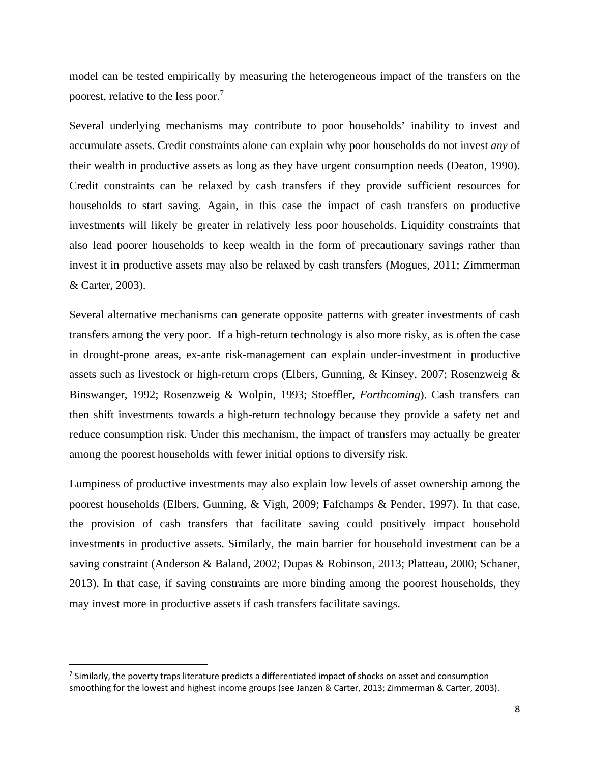model can be tested empirically by measuring the heterogeneous impact of the transfers on the poorest, relative to the less poor.[7]

Several underlying mechanisms may contribute to poor households' inability to invest and accumulate assets. Credit constraints alone can explain why poor households do not invest *any* of their wealth in productive assets as long as they have urgent consumption needs (Deaton, 1990). Credit constraints can be relaxed by cash transfers if they provide sufficient resources for households to start saving. Again, in this case the impact of cash transfers on productive investments will likely be greater in relatively less poor households. Liquidity constraints that also lead poorer households to keep wealth in the form of precautionary savings rather than invest it in productive assets may also be relaxed by cash transfers (Mogues, 2011; Zimmerman & Carter, 2003).

Several alternative mechanisms can generate opposite patterns with greater investments of cash transfers among the very poor. If a high-return technology is also more risky, as is often the case in drought-prone areas, ex-ante risk-management can explain under-investment in productive assets such as livestock or high-return crops (Elbers, Gunning, & Kinsey, 2007; Rosenzweig & Binswanger, 1992; Rosenzweig & Wolpin, 1993; Stoeffler, *Forthcoming*). Cash transfers can then shift investments towards a high-return technology because they provide a safety net and reduce consumption risk. Under this mechanism, the impact of transfers may actually be greater among the poorest households with fewer initial options to diversify risk.

Lumpiness of productive investments may also explain low levels of asset ownership among the poorest households (Elbers, Gunning, & Vigh, 2009; Fafchamps & Pender, 1997). In that case, the provision of cash transfers that facilitate saving could positively impact household investments in productive assets. Similarly, the main barrier for household investment can be a saving constraint (Anderson & Baland, 2002; Dupas & Robinson, 2013; Platteau, 2000; Schaner, 2013). In that case, if saving constraints are more binding among the poorest households, they may invest more in productive assets if cash transfers facilitate savings.

[7] Similarly, the poverty traps literature predicts a differentiated impact of shocks on asset and consumption smoothing for the lowest and highest income groups (see Janzen & Carter, 2013; Zimmerman & Carter, 2003).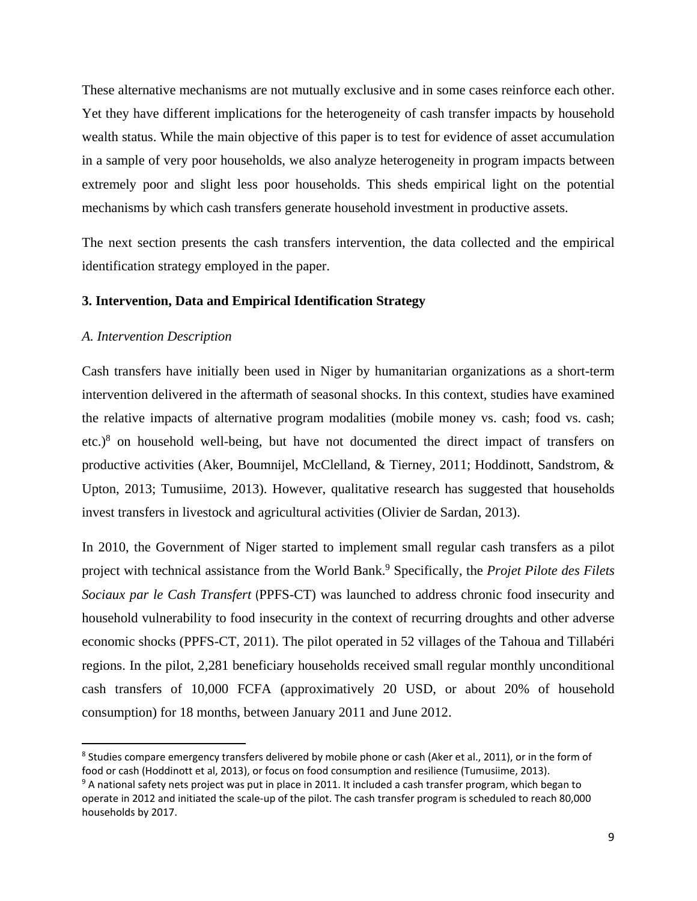These alternative mechanisms are not mutually exclusive and in some cases reinforce each other. Yet they have different implications for the heterogeneity of cash transfer impacts by household wealth status. While the main objective of this paper is to test for evidence of asset accumulation in a sample of very poor households, we also analyze heterogeneity in program impacts between extremely poor and slight less poor households. This sheds empirical light on the potential mechanisms by which cash transfers generate household investment in productive assets.

The next section presents the cash transfers intervention, the data collected and the empirical identification strategy employed in the paper.

## 3. Intervention, Data and Empirical Identification Strategy

### *A. Intervention Description*

Cash transfers have initially been used in Niger by humanitarian organizations as a short-term intervention delivered in the aftermath of seasonal shocks. In this context, studies have examined the relative impacts of alternative program modalities (mobile money vs. cash; food vs. cash; etc.)[8] on household well-being, but have not documented the direct impact of transfers on productive activities (Aker, Boumnijel, McClelland, & Tierney, 2011; Hoddinott, Sandstrom, & Upton, 2013; Tumusiime, 2013). However, qualitative research has suggested that households invest transfers in livestock and agricultural activities (Olivier de Sardan, 2013).

In 2010, the Government of Niger started to implement small regular cash transfers as a pilot project with technical assistance from the World Bank.[9] Specifically, the *Projet Pilote des Filets Sociaux par le Cash Transfert* (PPFS-CT) was launched to address chronic food insecurity and household vulnerability to food insecurity in the context of recurring droughts and other adverse economic shocks (PPFS-CT, 2011). The pilot operated in 52 villages of the Tahoua and Tillabéri regions. In the pilot, 2,281 beneficiary households received small regular monthly unconditional cash transfers of 10,000 FCFA (approximatively 20 USD, or about 20% of household consumption) for 18 months, between January 2011 and June 2012.

---

[8] Studies compare emergency transfers delivered by mobile phone or cash (Aker et al., 2011), or in the form of food or cash (Hoddinott et al, 2013), or focus on food consumption and resilience (Tumusiime, 2013).

[9] A national safety nets project was put in place in 2011. It included a cash transfer program, which began to operate in 2012 and initiated the scale-up of the pilot. The cash transfer program is scheduled to reach 80,000 households by 2017.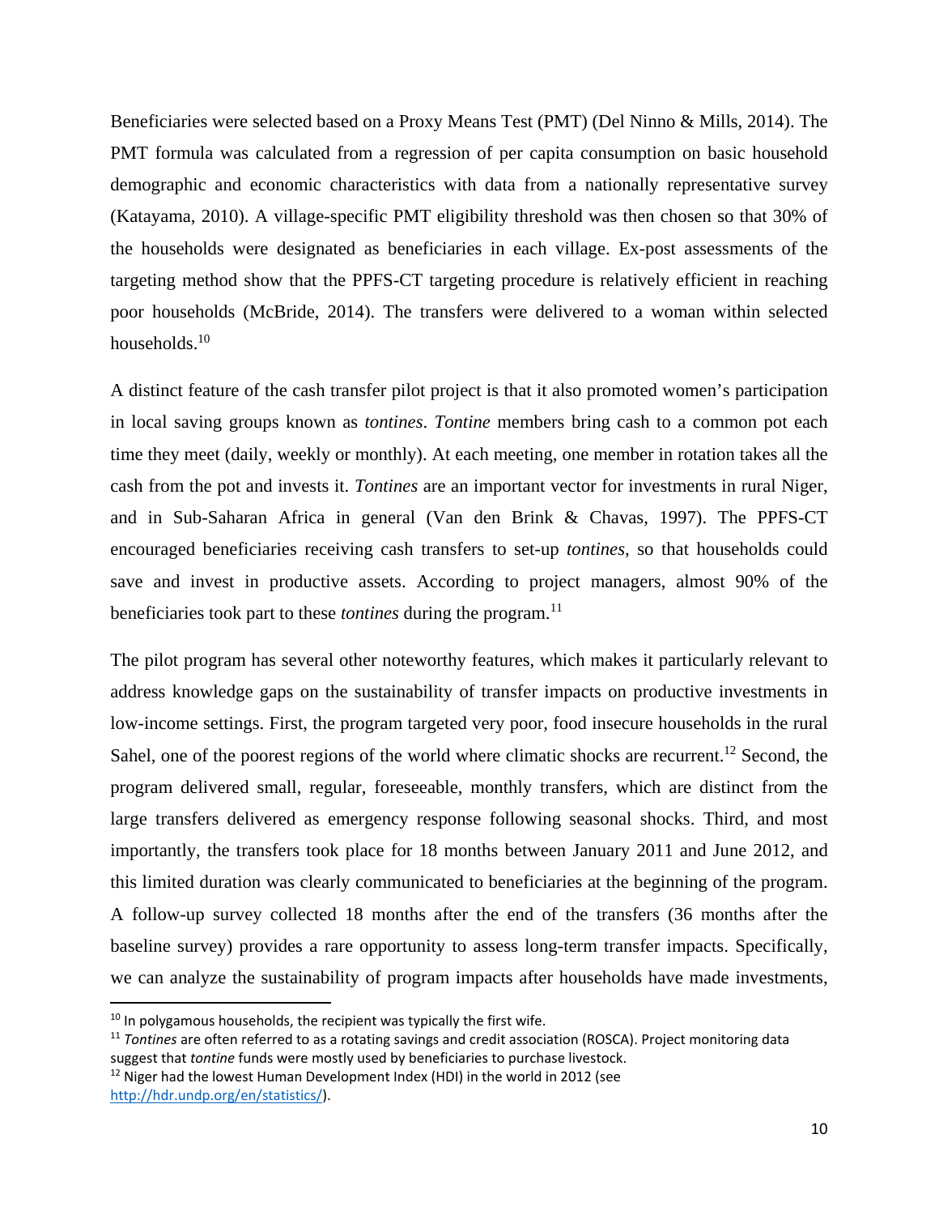Beneficiaries were selected based on a Proxy Means Test (PMT) (Del Ninno & Mills, 2014). The PMT formula was calculated from a regression of per capita consumption on basic household demographic and economic characteristics with data from a nationally representative survey (Katayama, 2010). A village-specific PMT eligibility threshold was then chosen so that 30% of the households were designated as beneficiaries in each village. Ex-post assessments of the targeting method show that the PPFS-CT targeting procedure is relatively efficient in reaching poor households (McBride, 2014). The transfers were delivered to a woman within selected households.[10]

A distinct feature of the cash transfer pilot project is that it also promoted women's participation in local saving groups known as *tontines*. *Tontine* members bring cash to a common pot each time they meet (daily, weekly or monthly). At each meeting, one member in rotation takes all the cash from the pot and invests it. *Tontines* are an important vector for investments in rural Niger, and in Sub-Saharan Africa in general (Van den Brink & Chavas, 1997). The PPFS-CT encouraged beneficiaries receiving cash transfers to set-up *tontines*, so that households could save and invest in productive assets. According to project managers, almost 90% of the beneficiaries took part to these *tontines* during the program.[11]

The pilot program has several other noteworthy features, which makes it particularly relevant to address knowledge gaps on the sustainability of transfer impacts on productive investments in low-income settings. First, the program targeted very poor, food insecure households in the rural Sahel, one of the poorest regions of the world where climatic shocks are recurrent.[12] Second, the program delivered small, regular, foreseeable, monthly transfers, which are distinct from the large transfers delivered as emergency response following seasonal shocks. Third, and most importantly, the transfers took place for 18 months between January 2011 and June 2012, and this limited duration was clearly communicated to beneficiaries at the beginning of the program. A follow-up survey collected 18 months after the end of the transfers (36 months after the baseline survey) provides a rare opportunity to assess long-term transfer impacts. Specifically, we can analyze the sustainability of program impacts after households have made investments,

---

[10] In polygamous households, the recipient was typically the first wife.

[11] *Tontines* are often referred to as a rotating savings and credit association (ROSCA). Project monitoring data suggest that *tontine* funds were mostly used by beneficiaries to purchase livestock.

[12] Niger had the lowest Human Development Index (HDI) in the world in 2012 (see http://hdr.undp.org/en/statistics/).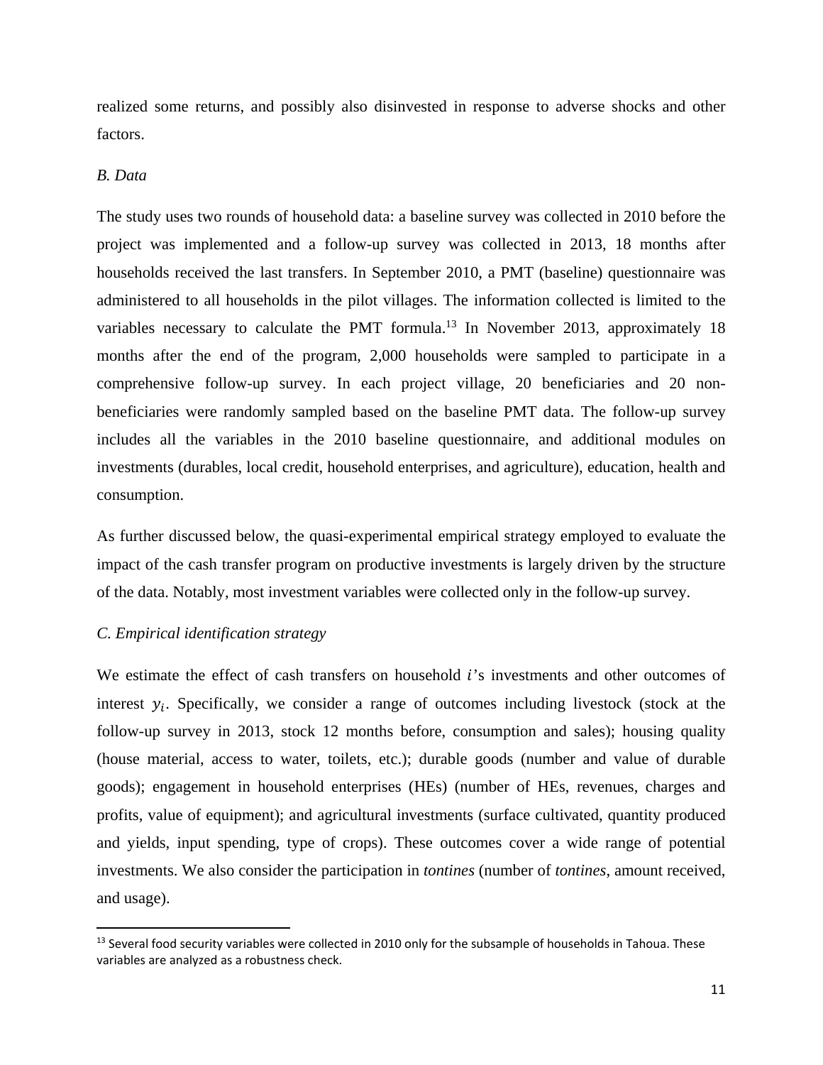realized some returns, and possibly also disinvested in response to adverse shocks and other factors.

### *B. Data*

The study uses two rounds of household data: a baseline survey was collected in 2010 before the project was implemented and a follow-up survey was collected in 2013, 18 months after households received the last transfers. In September 2010, a PMT (baseline) questionnaire was administered to all households in the pilot villages. The information collected is limited to the variables necessary to calculate the PMT formula.[13] In November 2013, approximately 18 months after the end of the program, 2,000 households were sampled to participate in a comprehensive follow-up survey. In each project village, 20 beneficiaries and 20 non-beneficiaries were randomly sampled based on the baseline PMT data. The follow-up survey includes all the variables in the 2010 baseline questionnaire, and additional modules on investments (durables, local credit, household enterprises, and agriculture), education, health and consumption.

As further discussed below, the quasi-experimental empirical strategy employed to evaluate the impact of the cash transfer program on productive investments is largely driven by the structure of the data. Notably, most investment variables were collected only in the follow-up survey.

### *C. Empirical identification strategy*

We estimate the effect of cash transfers on household $i$'s investments and other outcomes of interest $y_i$. Specifically, we consider a range of outcomes including livestock (stock at the follow-up survey in 2013, stock 12 months before, consumption and sales); housing quality (house material, access to water, toilets, etc.); durable goods (number and value of durable goods); engagement in household enterprises (HEs) (number of HEs, revenues, charges and profits, value of equipment); and agricultural investments (surface cultivated, quantity produced and yields, input spending, type of crops). These outcomes cover a wide range of potential investments. We also consider the participation in *tontines* (number of *tontines*, amount received, and usage).

[13] Several food security variables were collected in 2010 only for the subsample of households in Tahoua. These variables are analyzed as a robustness check.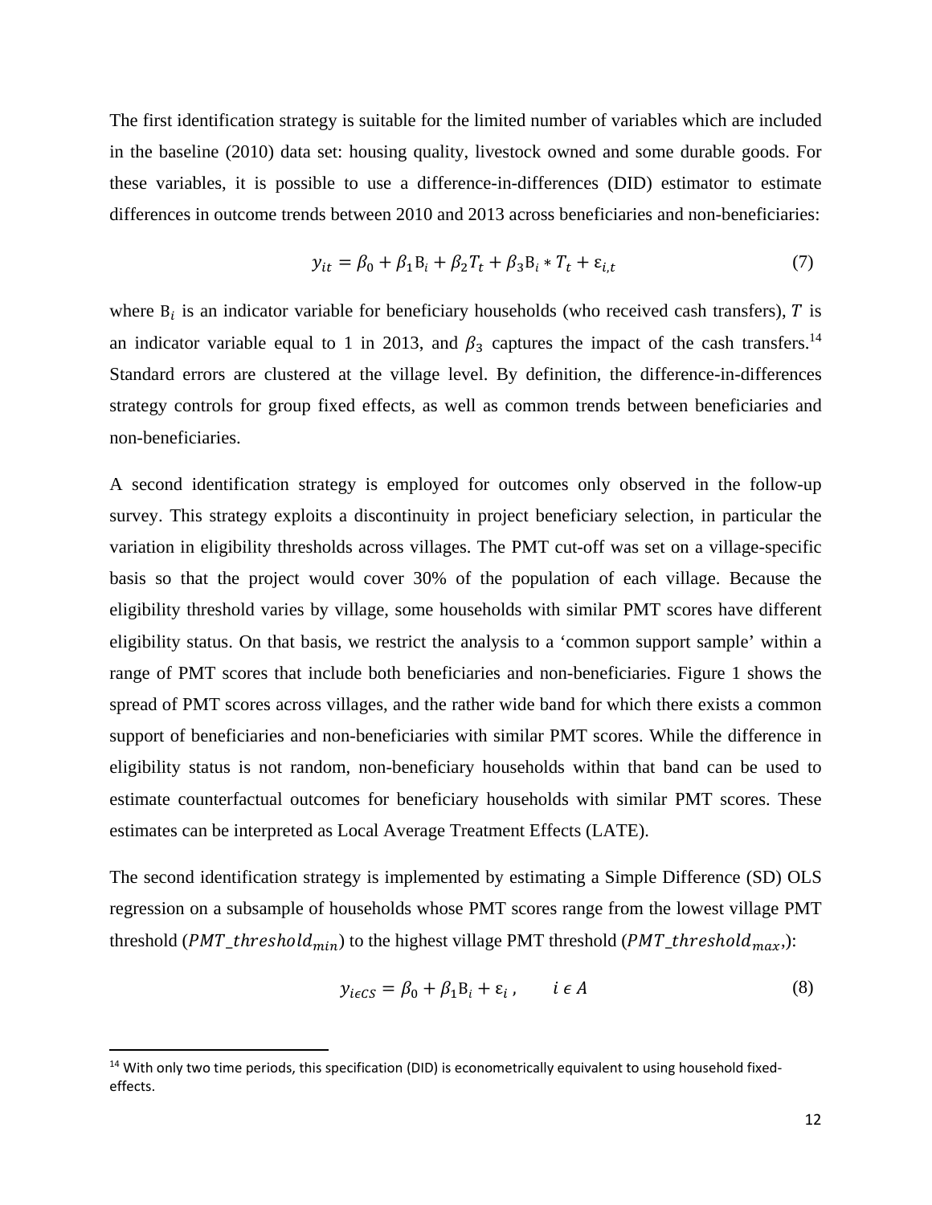The first identification strategy is suitable for the limited number of variables which are included in the baseline (2010) data set: housing quality, livestock owned and some durable goods. For these variables, it is possible to use a difference-in-differences (DID) estimator to estimate differences in outcome trends between 2010 and 2013 across beneficiaries and non-beneficiaries:

$$y_{it} = \beta_0 + \beta_1 \mathrm{B}_i + \beta_2 T_t + \beta_3 \mathrm{B}_i * T_t + \varepsilon_{i,t} \tag{7}$$

where $\mathrm{B}_i$ is an indicator variable for beneficiary households (who received cash transfers), $T$ is an indicator variable equal to 1 in 2013, and $\beta_3$ captures the impact of the cash transfers.[14] Standard errors are clustered at the village level. By definition, the difference-in-differences strategy controls for group fixed effects, as well as common trends between beneficiaries and non-beneficiaries.

A second identification strategy is employed for outcomes only observed in the follow-up survey. This strategy exploits a discontinuity in project beneficiary selection, in particular the variation in eligibility thresholds across villages. The PMT cut-off was set on a village-specific basis so that the project would cover 30% of the population of each village. Because the eligibility threshold varies by village, some households with similar PMT scores have different eligibility status. On that basis, we restrict the analysis to a 'common support sample' within a range of PMT scores that include both beneficiaries and non-beneficiaries. Figure 1 shows the spread of PMT scores across villages, and the rather wide band for which there exists a common support of beneficiaries and non-beneficiaries with similar PMT scores. While the difference in eligibility status is not random, non-beneficiary households within that band can be used to estimate counterfactual outcomes for beneficiary households with similar PMT scores. These estimates can be interpreted as Local Average Treatment Effects (LATE).

The second identification strategy is implemented by estimating a Simple Difference (SD) OLS regression on a subsample of households whose PMT scores range from the lowest village PMT threshold ($PMT\_threshold_{min}$) to the highest village PMT threshold ($PMT\_threshold_{max}$,):

$$y_{i\epsilon CS} = \beta_0 + \beta_1 \mathrm{B}_i + \varepsilon_i\,, \qquad i \,\epsilon\, A \tag{8}$$

---

[14] With only two time periods, this specification (DID) is econometrically equivalent to using household fixed-effects.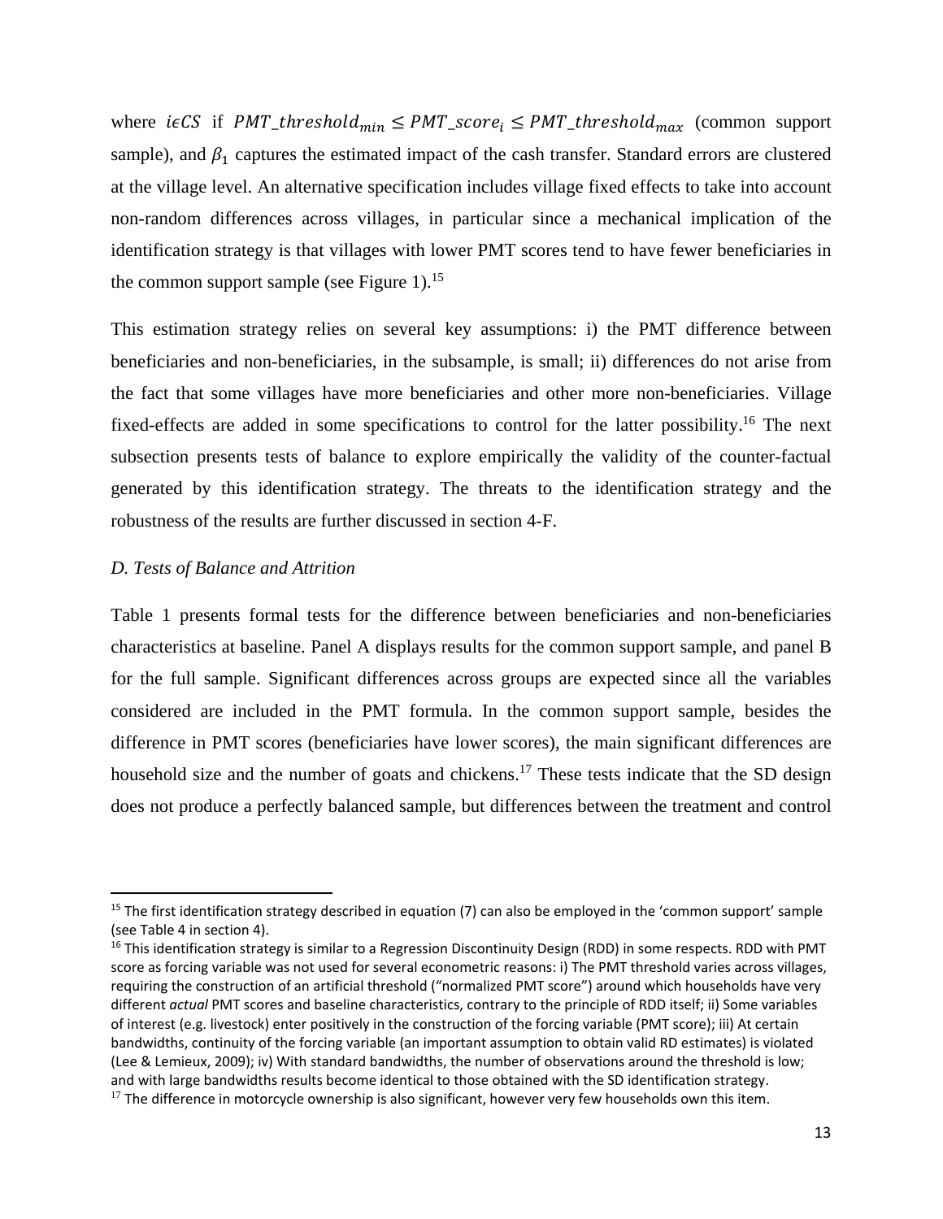where $i\epsilon CS$ if $PMT\_threshold_{min} \leq PMT\_score_i \leq PMT\_threshold_{max}$ (common support sample), and $\beta_1$ captures the estimated impact of the cash transfer. Standard errors are clustered at the village level. An alternative specification includes village fixed effects to take into account non-random differences across villages, in particular since a mechanical implication of the identification strategy is that villages with lower PMT scores tend to have fewer beneficiaries in the common support sample (see Figure 1).[15]

This estimation strategy relies on several key assumptions: i) the PMT difference between beneficiaries and non-beneficiaries, in the subsample, is small; ii) differences do not arise from the fact that some villages have more beneficiaries and other more non-beneficiaries. Village fixed-effects are added in some specifications to control for the latter possibility.[16] The next subsection presents tests of balance to explore empirically the validity of the counter-factual generated by this identification strategy. The threats to the identification strategy and the robustness of the results are further discussed in section 4-F.

*D. Tests of Balance and Attrition*

Table 1 presents formal tests for the difference between beneficiaries and non-beneficiaries characteristics at baseline. Panel A displays results for the common support sample, and panel B for the full sample. Significant differences across groups are expected since all the variables considered are included in the PMT formula. In the common support sample, besides the difference in PMT scores (beneficiaries have lower scores), the main significant differences are household size and the number of goats and chickens.[17] These tests indicate that the SD design does not produce a perfectly balanced sample, but differences between the treatment and control

---

[15] The first identification strategy described in equation (7) can also be employed in the 'common support' sample (see Table 4 in section 4).

[16] This identification strategy is similar to a Regression Discontinuity Design (RDD) in some respects. RDD with PMT score as forcing variable was not used for several econometric reasons: i) The PMT threshold varies across villages, requiring the construction of an artificial threshold ("normalized PMT score") around which households have very different *actual* PMT scores and baseline characteristics, contrary to the principle of RDD itself; ii) Some variables of interest (e.g. livestock) enter positively in the construction of the forcing variable (PMT score); iii) At certain bandwidths, continuity of the forcing variable (an important assumption to obtain valid RD estimates) is violated (Lee & Lemieux, 2009); iv) With standard bandwidths, the number of observations around the threshold is low; and with large bandwidths results become identical to those obtained with the SD identification strategy.

[17] The difference in motorcycle ownership is also significant, however very few households own this item.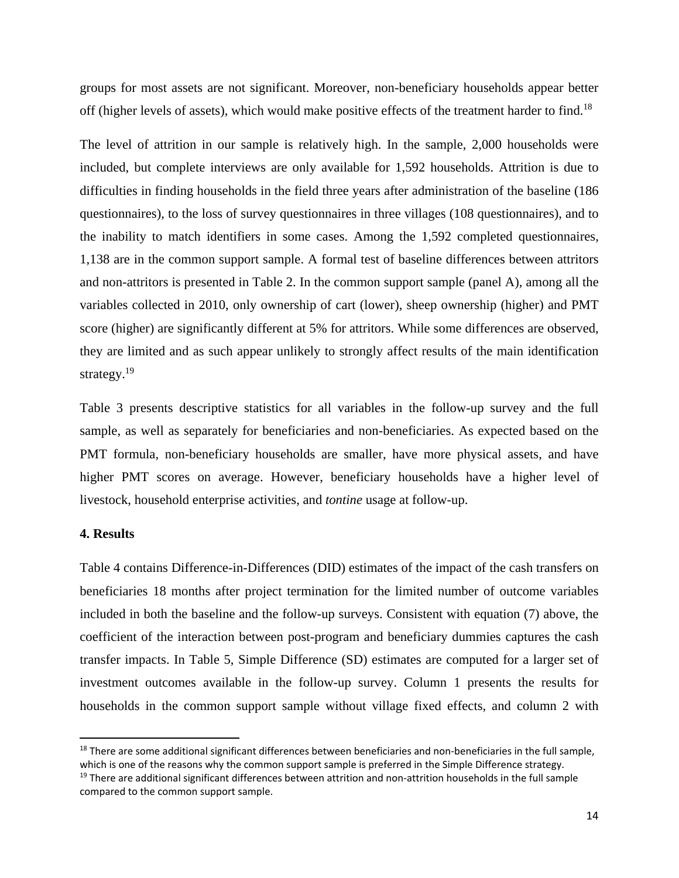groups for most assets are not significant. Moreover, non-beneficiary households appear better off (higher levels of assets), which would make positive effects of the treatment harder to find.[18]

The level of attrition in our sample is relatively high. In the sample, 2,000 households were included, but complete interviews are only available for 1,592 households. Attrition is due to difficulties in finding households in the field three years after administration of the baseline (186 questionnaires), to the loss of survey questionnaires in three villages (108 questionnaires), and to the inability to match identifiers in some cases. Among the 1,592 completed questionnaires, 1,138 are in the common support sample. A formal test of baseline differences between attritors and non-attritors is presented in Table 2. In the common support sample (panel A), among all the variables collected in 2010, only ownership of cart (lower), sheep ownership (higher) and PMT score (higher) are significantly different at 5% for attritors. While some differences are observed, they are limited and as such appear unlikely to strongly affect results of the main identification strategy.[19]

Table 3 presents descriptive statistics for all variables in the follow-up survey and the full sample, as well as separately for beneficiaries and non-beneficiaries. As expected based on the PMT formula, non-beneficiary households are smaller, have more physical assets, and have higher PMT scores on average. However, beneficiary households have a higher level of livestock, household enterprise activities, and *tontine* usage at follow-up.

## 4. Results

Table 4 contains Difference-in-Differences (DID) estimates of the impact of the cash transfers on beneficiaries 18 months after project termination for the limited number of outcome variables included in both the baseline and the follow-up surveys. Consistent with equation (7) above, the coefficient of the interaction between post-program and beneficiary dummies captures the cash transfer impacts. In Table 5, Simple Difference (SD) estimates are computed for a larger set of investment outcomes available in the follow-up survey. Column 1 presents the results for households in the common support sample without village fixed effects, and column 2 with

---

[18] There are some additional significant differences between beneficiaries and non-beneficiaries in the full sample, which is one of the reasons why the common support sample is preferred in the Simple Difference strategy.

[19] There are additional significant differences between attrition and non-attrition households in the full sample compared to the common support sample.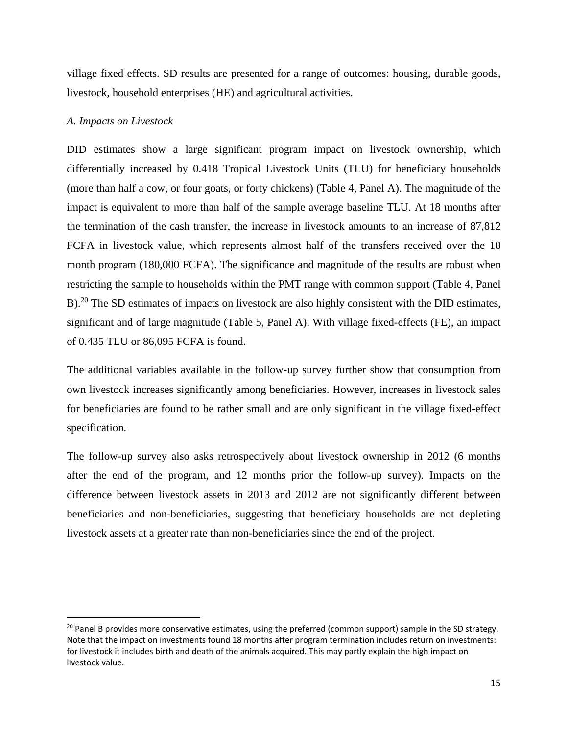village fixed effects. SD results are presented for a range of outcomes: housing, durable goods, livestock, household enterprises (HE) and agricultural activities.

*A. Impacts on Livestock*

DID estimates show a large significant program impact on livestock ownership, which differentially increased by 0.418 Tropical Livestock Units (TLU) for beneficiary households (more than half a cow, or four goats, or forty chickens) (Table 4, Panel A). The magnitude of the impact is equivalent to more than half of the sample average baseline TLU. At 18 months after the termination of the cash transfer, the increase in livestock amounts to an increase of 87,812 FCFA in livestock value, which represents almost half of the transfers received over the 18 month program (180,000 FCFA). The significance and magnitude of the results are robust when restricting the sample to households within the PMT range with common support (Table 4, Panel B).[20] The SD estimates of impacts on livestock are also highly consistent with the DID estimates, significant and of large magnitude (Table 5, Panel A). With village fixed-effects (FE), an impact of 0.435 TLU or 86,095 FCFA is found.

The additional variables available in the follow-up survey further show that consumption from own livestock increases significantly among beneficiaries. However, increases in livestock sales for beneficiaries are found to be rather small and are only significant in the village fixed-effect specification.

The follow-up survey also asks retrospectively about livestock ownership in 2012 (6 months after the end of the program, and 12 months prior the follow-up survey). Impacts on the difference between livestock assets in 2013 and 2012 are not significantly different between beneficiaries and non-beneficiaries, suggesting that beneficiary households are not depleting livestock assets at a greater rate than non-beneficiaries since the end of the project.

---

[20] Panel B provides more conservative estimates, using the preferred (common support) sample in the SD strategy. Note that the impact on investments found 18 months after program termination includes return on investments: for livestock it includes birth and death of the animals acquired. This may partly explain the high impact on livestock value.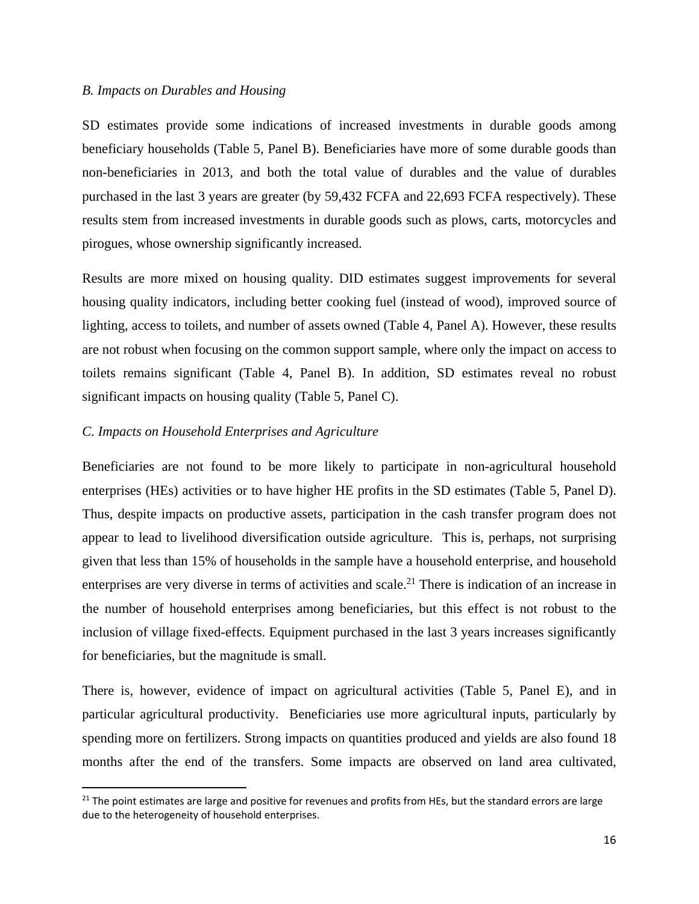*B. Impacts on Durables and Housing*

SD estimates provide some indications of increased investments in durable goods among beneficiary households (Table 5, Panel B). Beneficiaries have more of some durable goods than non-beneficiaries in 2013, and both the total value of durables and the value of durables purchased in the last 3 years are greater (by 59,432 FCFA and 22,693 FCFA respectively). These results stem from increased investments in durable goods such as plows, carts, motorcycles and pirogues, whose ownership significantly increased.

Results are more mixed on housing quality. DID estimates suggest improvements for several housing quality indicators, including better cooking fuel (instead of wood), improved source of lighting, access to toilets, and number of assets owned (Table 4, Panel A). However, these results are not robust when focusing on the common support sample, where only the impact on access to toilets remains significant (Table 4, Panel B). In addition, SD estimates reveal no robust significant impacts on housing quality (Table 5, Panel C).

*C. Impacts on Household Enterprises and Agriculture*

Beneficiaries are not found to be more likely to participate in non-agricultural household enterprises (HEs) activities or to have higher HE profits in the SD estimates (Table 5, Panel D). Thus, despite impacts on productive assets, participation in the cash transfer program does not appear to lead to livelihood diversification outside agriculture. This is, perhaps, not surprising given that less than 15% of households in the sample have a household enterprise, and household enterprises are very diverse in terms of activities and scale.[21] There is indication of an increase in the number of household enterprises among beneficiaries, but this effect is not robust to the inclusion of village fixed-effects. Equipment purchased in the last 3 years increases significantly for beneficiaries, but the magnitude is small.

There is, however, evidence of impact on agricultural activities (Table 5, Panel E), and in particular agricultural productivity. Beneficiaries use more agricultural inputs, particularly by spending more on fertilizers. Strong impacts on quantities produced and yields are also found 18 months after the end of the transfers. Some impacts are observed on land area cultivated,

[21] The point estimates are large and positive for revenues and profits from HEs, but the standard errors are large due to the heterogeneity of household enterprises.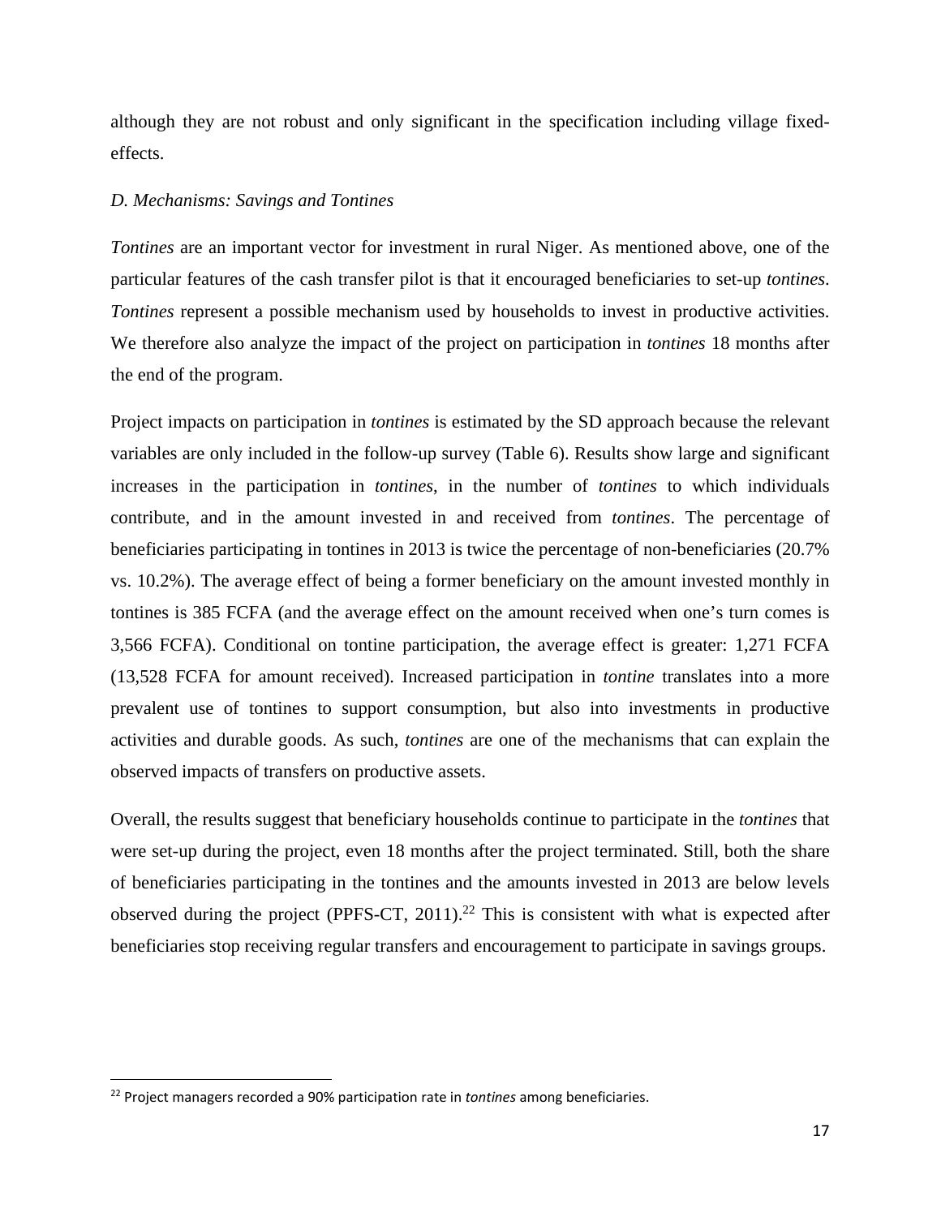although they are not robust and only significant in the specification including village fixed-effects.

*D. Mechanisms: Savings and Tontines*

*Tontines* are an important vector for investment in rural Niger. As mentioned above, one of the particular features of the cash transfer pilot is that it encouraged beneficiaries to set-up *tontines*. *Tontines* represent a possible mechanism used by households to invest in productive activities. We therefore also analyze the impact of the project on participation in *tontines* 18 months after the end of the program.

Project impacts on participation in *tontines* is estimated by the SD approach because the relevant variables are only included in the follow-up survey (Table 6). Results show large and significant increases in the participation in *tontines*, in the number of *tontines* to which individuals contribute, and in the amount invested in and received from *tontines*. The percentage of beneficiaries participating in tontines in 2013 is twice the percentage of non-beneficiaries (20.7% vs. 10.2%). The average effect of being a former beneficiary on the amount invested monthly in tontines is 385 FCFA (and the average effect on the amount received when one's turn comes is 3,566 FCFA). Conditional on tontine participation, the average effect is greater: 1,271 FCFA (13,528 FCFA for amount received). Increased participation in *tontine* translates into a more prevalent use of tontines to support consumption, but also into investments in productive activities and durable goods. As such, *tontines* are one of the mechanisms that can explain the observed impacts of transfers on productive assets.

Overall, the results suggest that beneficiary households continue to participate in the *tontines* that were set-up during the project, even 18 months after the project terminated. Still, both the share of beneficiaries participating in the tontines and the amounts invested in 2013 are below levels observed during the project (PPFS-CT, 2011).[22] This is consistent with what is expected after beneficiaries stop receiving regular transfers and encouragement to participate in savings groups.

[22] Project managers recorded a 90% participation rate in *tontines* among beneficiaries.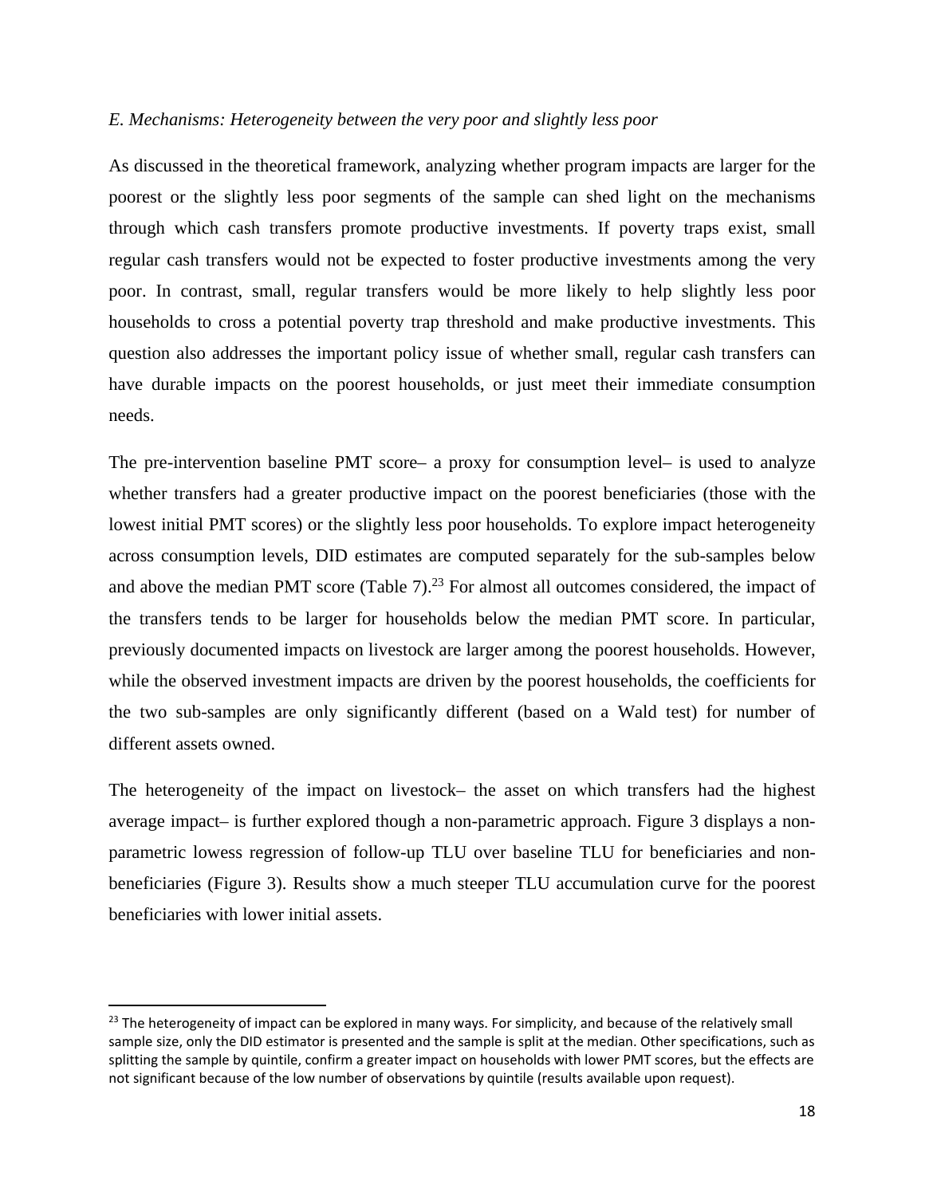*E. Mechanisms: Heterogeneity between the very poor and slightly less poor*

As discussed in the theoretical framework, analyzing whether program impacts are larger for the poorest or the slightly less poor segments of the sample can shed light on the mechanisms through which cash transfers promote productive investments. If poverty traps exist, small regular cash transfers would not be expected to foster productive investments among the very poor. In contrast, small, regular transfers would be more likely to help slightly less poor households to cross a potential poverty trap threshold and make productive investments. This question also addresses the important policy issue of whether small, regular cash transfers can have durable impacts on the poorest households, or just meet their immediate consumption needs.

The pre-intervention baseline PMT score– a proxy for consumption level– is used to analyze whether transfers had a greater productive impact on the poorest beneficiaries (those with the lowest initial PMT scores) or the slightly less poor households. To explore impact heterogeneity across consumption levels, DID estimates are computed separately for the sub-samples below and above the median PMT score (Table 7).[23] For almost all outcomes considered, the impact of the transfers tends to be larger for households below the median PMT score. In particular, previously documented impacts on livestock are larger among the poorest households. However, while the observed investment impacts are driven by the poorest households, the coefficients for the two sub-samples are only significantly different (based on a Wald test) for number of different assets owned.

The heterogeneity of the impact on livestock– the asset on which transfers had the highest average impact– is further explored though a non-parametric approach. Figure 3 displays a non-parametric lowess regression of follow-up TLU over baseline TLU for beneficiaries and non-beneficiaries (Figure 3). Results show a much steeper TLU accumulation curve for the poorest beneficiaries with lower initial assets.

[23] The heterogeneity of impact can be explored in many ways. For simplicity, and because of the relatively small sample size, only the DID estimator is presented and the sample is split at the median. Other specifications, such as splitting the sample by quintile, confirm a greater impact on households with lower PMT scores, but the effects are not significant because of the low number of observations by quintile (results available upon request).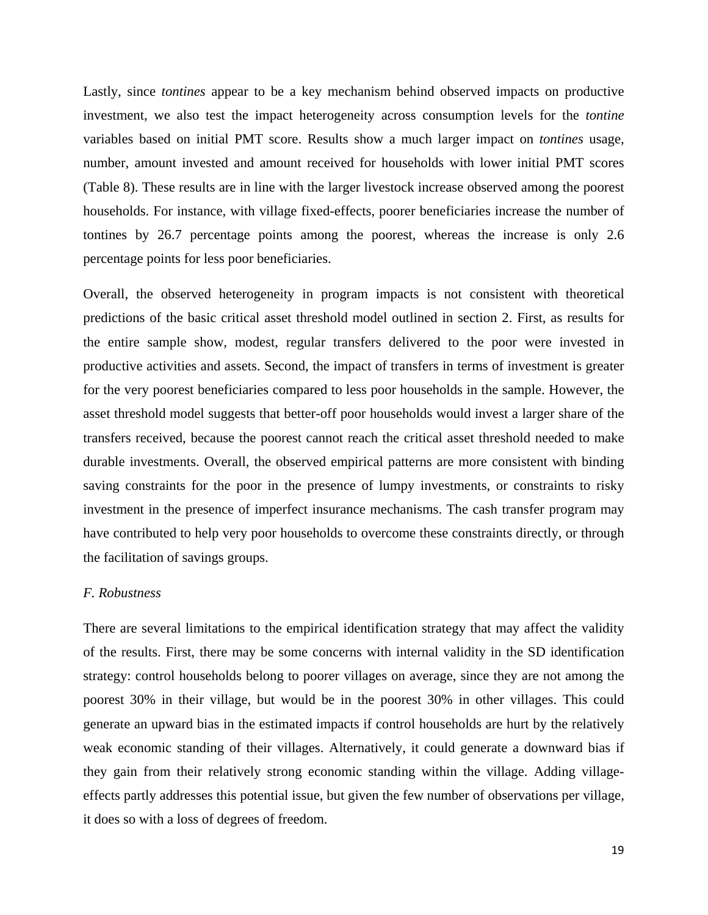Lastly, since *tontines* appear to be a key mechanism behind observed impacts on productive investment, we also test the impact heterogeneity across consumption levels for the *tontine* variables based on initial PMT score. Results show a much larger impact on *tontines* usage, number, amount invested and amount received for households with lower initial PMT scores (Table 8). These results are in line with the larger livestock increase observed among the poorest households. For instance, with village fixed-effects, poorer beneficiaries increase the number of tontines by 26.7 percentage points among the poorest, whereas the increase is only 2.6 percentage points for less poor beneficiaries.

Overall, the observed heterogeneity in program impacts is not consistent with theoretical predictions of the basic critical asset threshold model outlined in section 2. First, as results for the entire sample show, modest, regular transfers delivered to the poor were invested in productive activities and assets. Second, the impact of transfers in terms of investment is greater for the very poorest beneficiaries compared to less poor households in the sample. However, the asset threshold model suggests that better-off poor households would invest a larger share of the transfers received, because the poorest cannot reach the critical asset threshold needed to make durable investments. Overall, the observed empirical patterns are more consistent with binding saving constraints for the poor in the presence of lumpy investments, or constraints to risky investment in the presence of imperfect insurance mechanisms. The cash transfer program may have contributed to help very poor households to overcome these constraints directly, or through the facilitation of savings groups.

### *F. Robustness*

There are several limitations to the empirical identification strategy that may affect the validity of the results. First, there may be some concerns with internal validity in the SD identification strategy: control households belong to poorer villages on average, since they are not among the poorest 30% in their village, but would be in the poorest 30% in other villages. This could generate an upward bias in the estimated impacts if control households are hurt by the relatively weak economic standing of their villages. Alternatively, it could generate a downward bias if they gain from their relatively strong economic standing within the village. Adding village-effects partly addresses this potential issue, but given the few number of observations per village, it does so with a loss of degrees of freedom.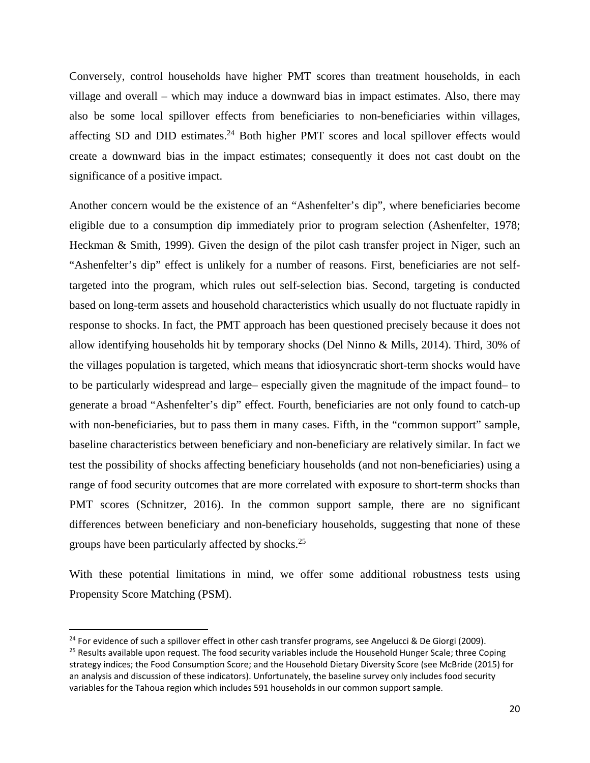Conversely, control households have higher PMT scores than treatment households, in each village and overall – which may induce a downward bias in impact estimates. Also, there may also be some local spillover effects from beneficiaries to non-beneficiaries within villages, affecting SD and DID estimates.[24] Both higher PMT scores and local spillover effects would create a downward bias in the impact estimates; consequently it does not cast doubt on the significance of a positive impact.

Another concern would be the existence of an "Ashenfelter's dip", where beneficiaries become eligible due to a consumption dip immediately prior to program selection (Ashenfelter, 1978; Heckman & Smith, 1999). Given the design of the pilot cash transfer project in Niger, such an "Ashenfelter's dip" effect is unlikely for a number of reasons. First, beneficiaries are not self-targeted into the program, which rules out self-selection bias. Second, targeting is conducted based on long-term assets and household characteristics which usually do not fluctuate rapidly in response to shocks. In fact, the PMT approach has been questioned precisely because it does not allow identifying households hit by temporary shocks (Del Ninno & Mills, 2014). Third, 30% of the villages population is targeted, which means that idiosyncratic short-term shocks would have to be particularly widespread and large– especially given the magnitude of the impact found– to generate a broad "Ashenfelter's dip" effect. Fourth, beneficiaries are not only found to catch-up with non-beneficiaries, but to pass them in many cases. Fifth, in the "common support" sample, baseline characteristics between beneficiary and non-beneficiary are relatively similar. In fact we test the possibility of shocks affecting beneficiary households (and not non-beneficiaries) using a range of food security outcomes that are more correlated with exposure to short-term shocks than PMT scores (Schnitzer, 2016). In the common support sample, there are no significant differences between beneficiary and non-beneficiary households, suggesting that none of these groups have been particularly affected by shocks.[25]

With these potential limitations in mind, we offer some additional robustness tests using Propensity Score Matching (PSM).

[24] For evidence of such a spillover effect in other cash transfer programs, see Angelucci & De Giorgi (2009).

[25] Results available upon request. The food security variables include the Household Hunger Scale; three Coping strategy indices; the Food Consumption Score; and the Household Dietary Diversity Score (see McBride (2015) for an analysis and discussion of these indicators). Unfortunately, the baseline survey only includes food security variables for the Tahoua region which includes 591 households in our common support sample.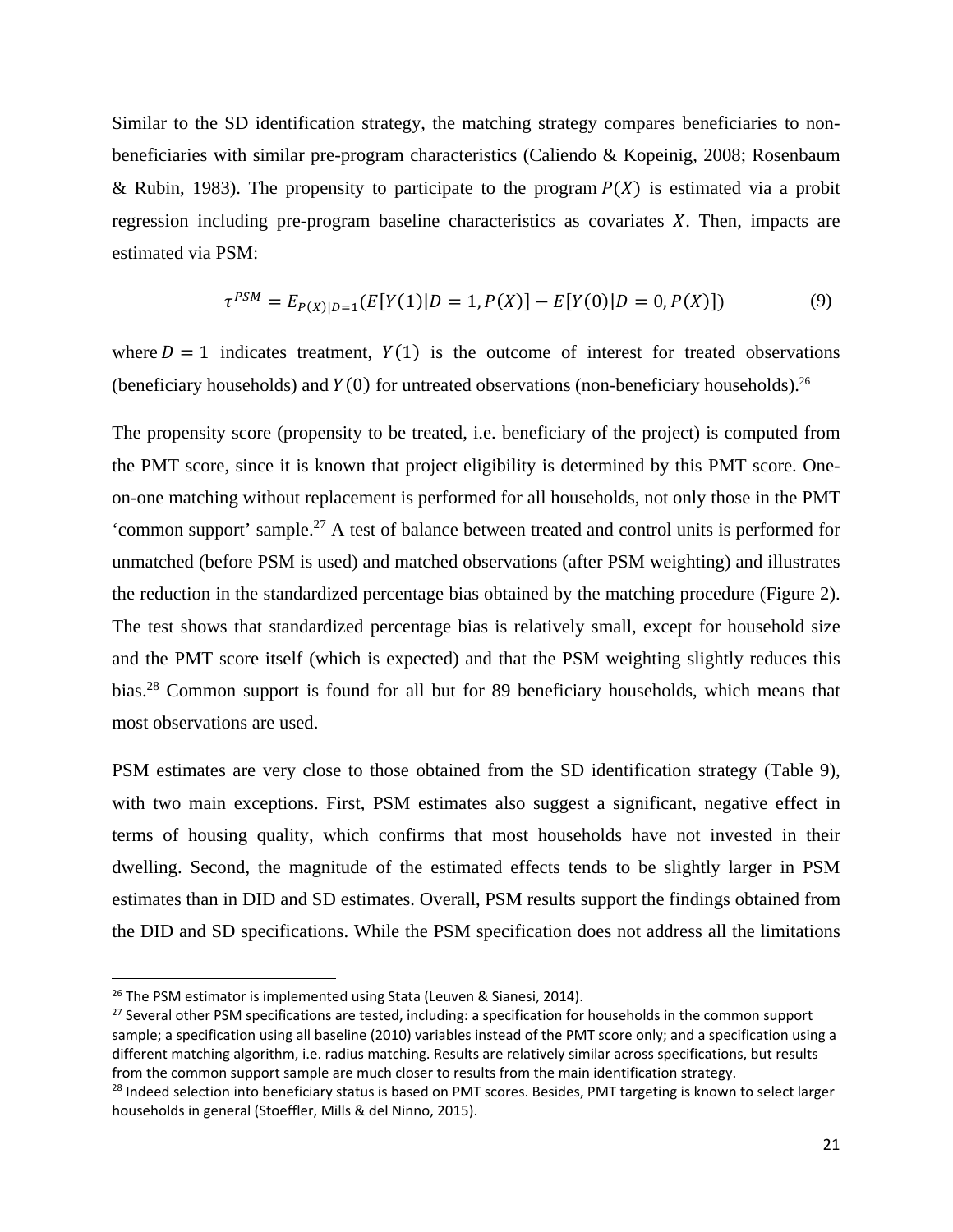Similar to the SD identification strategy, the matching strategy compares beneficiaries to non-beneficiaries with similar pre-program characteristics (Caliendo & Kopeinig, 2008; Rosenbaum & Rubin, 1983). The propensity to participate to the program $P(X)$ is estimated via a probit regression including pre-program baseline characteristics as covariates $X$. Then, impacts are estimated via PSM:

$$\tau^{PSM} = E_{P(X)|D=1}(E[Y(1)|D = 1, P(X)] - E[Y(0)|D = 0, P(X)]) \tag{9}$$

where $D = 1$ indicates treatment, $Y(1)$ is the outcome of interest for treated observations (beneficiary households) and $Y(0)$ for untreated observations (non-beneficiary households).[26]

The propensity score (propensity to be treated, i.e. beneficiary of the project) is computed from the PMT score, since it is known that project eligibility is determined by this PMT score. One-on-one matching without replacement is performed for all households, not only those in the PMT 'common support' sample.[27] A test of balance between treated and control units is performed for unmatched (before PSM is used) and matched observations (after PSM weighting) and illustrates the reduction in the standardized percentage bias obtained by the matching procedure (Figure 2). The test shows that standardized percentage bias is relatively small, except for household size and the PMT score itself (which is expected) and that the PSM weighting slightly reduces this bias.[28] Common support is found for all but for 89 beneficiary households, which means that most observations are used.

PSM estimates are very close to those obtained from the SD identification strategy (Table 9), with two main exceptions. First, PSM estimates also suggest a significant, negative effect in terms of housing quality, which confirms that most households have not invested in their dwelling. Second, the magnitude of the estimated effects tends to be slightly larger in PSM estimates than in DID and SD estimates. Overall, PSM results support the findings obtained from the DID and SD specifications. While the PSM specification does not address all the limitations

---

[26] The PSM estimator is implemented using Stata (Leuven & Sianesi, 2014).

[27] Several other PSM specifications are tested, including: a specification for households in the common support sample; a specification using all baseline (2010) variables instead of the PMT score only; and a specification using a different matching algorithm, i.e. radius matching. Results are relatively similar across specifications, but results from the common support sample are much closer to results from the main identification strategy.

[28] Indeed selection into beneficiary status is based on PMT scores. Besides, PMT targeting is known to select larger households in general (Stoeffler, Mills & del Ninno, 2015).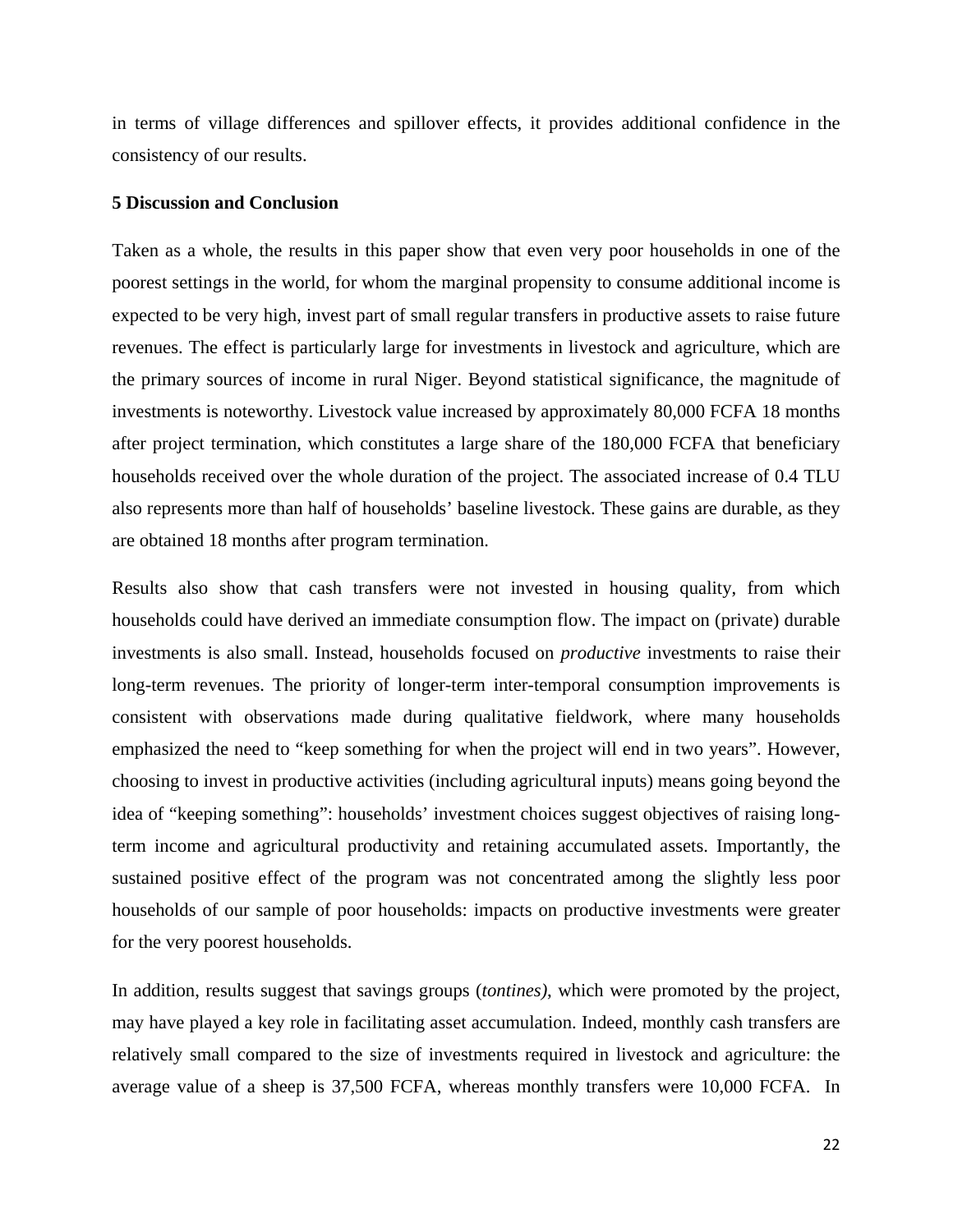in terms of village differences and spillover effects, it provides additional confidence in the consistency of our results.

## 5 Discussion and Conclusion

Taken as a whole, the results in this paper show that even very poor households in one of the poorest settings in the world, for whom the marginal propensity to consume additional income is expected to be very high, invest part of small regular transfers in productive assets to raise future revenues. The effect is particularly large for investments in livestock and agriculture, which are the primary sources of income in rural Niger. Beyond statistical significance, the magnitude of investments is noteworthy. Livestock value increased by approximately 80,000 FCFA 18 months after project termination, which constitutes a large share of the 180,000 FCFA that beneficiary households received over the whole duration of the project. The associated increase of 0.4 TLU also represents more than half of households' baseline livestock. These gains are durable, as they are obtained 18 months after program termination.

Results also show that cash transfers were not invested in housing quality, from which households could have derived an immediate consumption flow. The impact on (private) durable investments is also small. Instead, households focused on *productive* investments to raise their long-term revenues. The priority of longer-term inter-temporal consumption improvements is consistent with observations made during qualitative fieldwork, where many households emphasized the need to "keep something for when the project will end in two years". However, choosing to invest in productive activities (including agricultural inputs) means going beyond the idea of "keeping something": households' investment choices suggest objectives of raising long-term income and agricultural productivity and retaining accumulated assets. Importantly, the sustained positive effect of the program was not concentrated among the slightly less poor households of our sample of poor households: impacts on productive investments were greater for the very poorest households.

In addition, results suggest that savings groups (*tontines)*, which were promoted by the project, may have played a key role in facilitating asset accumulation. Indeed, monthly cash transfers are relatively small compared to the size of investments required in livestock and agriculture: the average value of a sheep is 37,500 FCFA, whereas monthly transfers were 10,000 FCFA. In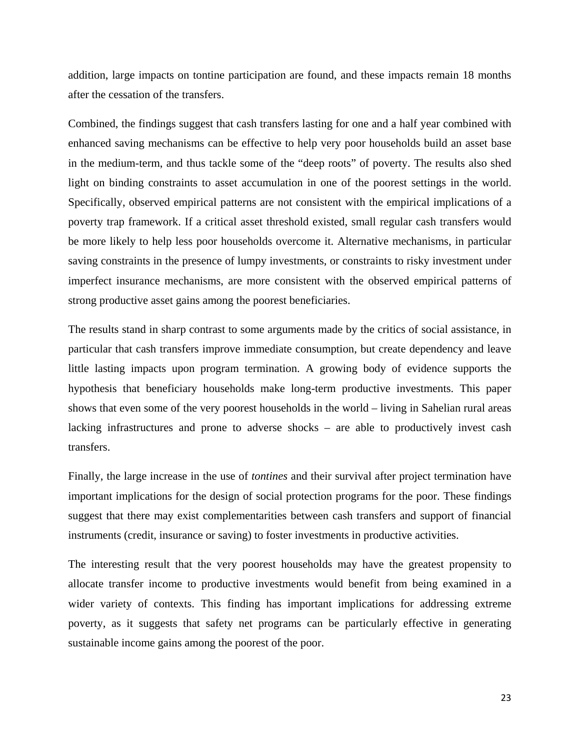addition, large impacts on tontine participation are found, and these impacts remain 18 months after the cessation of the transfers.

Combined, the findings suggest that cash transfers lasting for one and a half year combined with enhanced saving mechanisms can be effective to help very poor households build an asset base in the medium-term, and thus tackle some of the "deep roots" of poverty. The results also shed light on binding constraints to asset accumulation in one of the poorest settings in the world. Specifically, observed empirical patterns are not consistent with the empirical implications of a poverty trap framework. If a critical asset threshold existed, small regular cash transfers would be more likely to help less poor households overcome it. Alternative mechanisms, in particular saving constraints in the presence of lumpy investments, or constraints to risky investment under imperfect insurance mechanisms, are more consistent with the observed empirical patterns of strong productive asset gains among the poorest beneficiaries.

The results stand in sharp contrast to some arguments made by the critics of social assistance, in particular that cash transfers improve immediate consumption, but create dependency and leave little lasting impacts upon program termination. A growing body of evidence supports the hypothesis that beneficiary households make long-term productive investments. This paper shows that even some of the very poorest households in the world – living in Sahelian rural areas lacking infrastructures and prone to adverse shocks – are able to productively invest cash transfers.

Finally, the large increase in the use of *tontines* and their survival after project termination have important implications for the design of social protection programs for the poor. These findings suggest that there may exist complementarities between cash transfers and support of financial instruments (credit, insurance or saving) to foster investments in productive activities.

The interesting result that the very poorest households may have the greatest propensity to allocate transfer income to productive investments would benefit from being examined in a wider variety of contexts. This finding has important implications for addressing extreme poverty, as it suggests that safety net programs can be particularly effective in generating sustainable income gains among the poorest of the poor.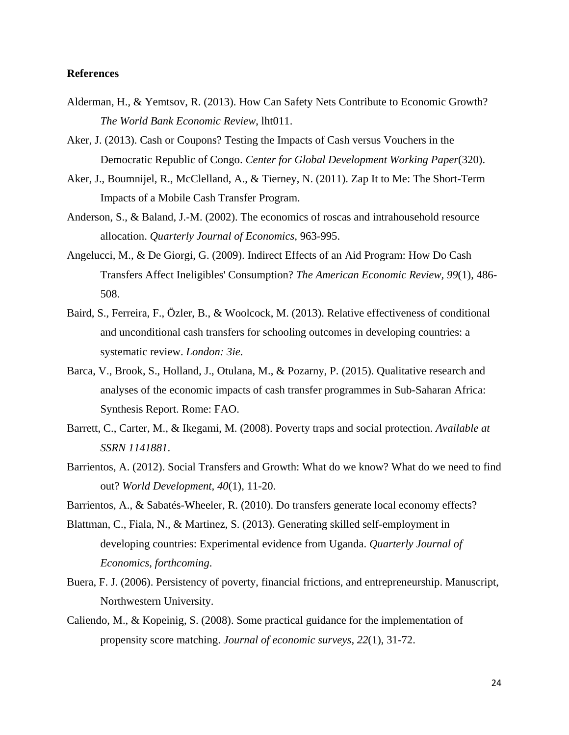**References**

Alderman, H., & Yemtsov, R. (2013). How Can Safety Nets Contribute to Economic Growth? *The World Bank Economic Review*, lht011.

Aker, J. (2013). Cash or Coupons? Testing the Impacts of Cash versus Vouchers in the Democratic Republic of Congo. *Center for Global Development Working Paper*(320).

Aker, J., Boumnijel, R., McClelland, A., & Tierney, N. (2011). Zap It to Me: The Short-Term Impacts of a Mobile Cash Transfer Program.

Anderson, S., & Baland, J.-M. (2002). The economics of roscas and intrahousehold resource allocation. *Quarterly Journal of Economics*, 963-995.

Angelucci, M., & De Giorgi, G. (2009). Indirect Effects of an Aid Program: How Do Cash Transfers Affect Ineligibles' Consumption? *The American Economic Review, 99*(1), 486-508.

Baird, S., Ferreira, F., Özler, B., & Woolcock, M. (2013). Relative effectiveness of conditional and unconditional cash transfers for schooling outcomes in developing countries: a systematic review. *London: 3ie*.

Barca, V., Brook, S., Holland, J., Otulana, M., & Pozarny, P. (2015). Qualitative research and analyses of the economic impacts of cash transfer programmes in Sub-Saharan Africa: Synthesis Report. Rome: FAO.

Barrett, C., Carter, M., & Ikegami, M. (2008). Poverty traps and social protection. *Available at SSRN 1141881*.

Barrientos, A. (2012). Social Transfers and Growth: What do we know? What do we need to find out? *World Development, 40*(1), 11-20.

Barrientos, A., & Sabatés-Wheeler, R. (2010). Do transfers generate local economy effects?

Blattman, C., Fiala, N., & Martinez, S. (2013). Generating skilled self-employment in developing countries: Experimental evidence from Uganda. *Quarterly Journal of Economics, forthcoming*.

Buera, F. J. (2006). Persistency of poverty, financial frictions, and entrepreneurship. Manuscript, Northwestern University.

Caliendo, M., & Kopeinig, S. (2008). Some practical guidance for the implementation of propensity score matching. *Journal of economic surveys, 22*(1), 31-72.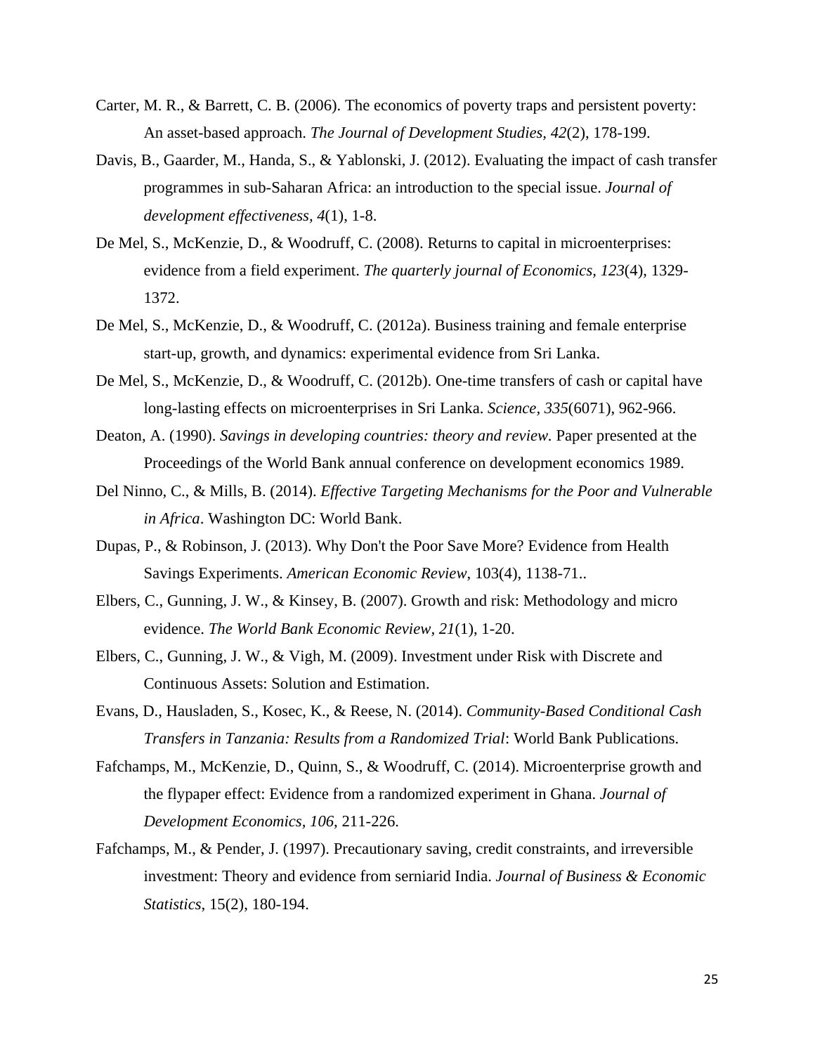Carter, M. R., & Barrett, C. B. (2006). The economics of poverty traps and persistent poverty: An asset-based approach. *The Journal of Development Studies, 42*(2), 178-199.

Davis, B., Gaarder, M., Handa, S., & Yablonski, J. (2012). Evaluating the impact of cash transfer programmes in sub-Saharan Africa: an introduction to the special issue. *Journal of development effectiveness, 4*(1), 1-8.

De Mel, S., McKenzie, D., & Woodruff, C. (2008). Returns to capital in microenterprises: evidence from a field experiment. *The quarterly journal of Economics, 123*(4), 1329-1372.

De Mel, S., McKenzie, D., & Woodruff, C. (2012a). Business training and female enterprise start-up, growth, and dynamics: experimental evidence from Sri Lanka.

De Mel, S., McKenzie, D., & Woodruff, C. (2012b). One-time transfers of cash or capital have long-lasting effects on microenterprises in Sri Lanka. *Science, 335*(6071), 962-966.

Deaton, A. (1990). *Savings in developing countries: theory and review.* Paper presented at the Proceedings of the World Bank annual conference on development economics 1989.

Del Ninno, C., & Mills, B. (2014). *Effective Targeting Mechanisms for the Poor and Vulnerable in Africa*. Washington DC: World Bank.

Dupas, P., & Robinson, J. (2013). Why Don't the Poor Save More? Evidence from Health Savings Experiments. *American Economic Review*, 103(4), 1138-71..

Elbers, C., Gunning, J. W., & Kinsey, B. (2007). Growth and risk: Methodology and micro evidence. *The World Bank Economic Review, 21*(1), 1-20.

Elbers, C., Gunning, J. W., & Vigh, M. (2009). Investment under Risk with Discrete and Continuous Assets: Solution and Estimation.

Evans, D., Hausladen, S., Kosec, K., & Reese, N. (2014). *Community-Based Conditional Cash Transfers in Tanzania: Results from a Randomized Trial*: World Bank Publications.

Fafchamps, M., McKenzie, D., Quinn, S., & Woodruff, C. (2014). Microenterprise growth and the flypaper effect: Evidence from a randomized experiment in Ghana. *Journal of Development Economics, 106,* 211-226.

Fafchamps, M., & Pender, J. (1997). Precautionary saving, credit constraints, and irreversible investment: Theory and evidence from serniarid India. *Journal of Business & Economic Statistics*, 15(2), 180-194.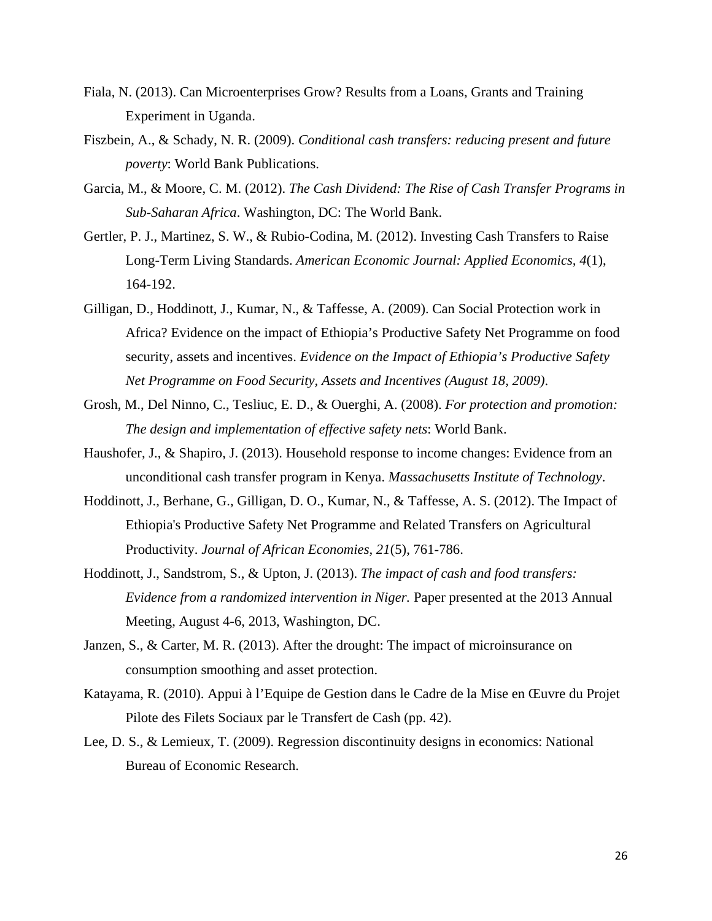Fiala, N. (2013). Can Microenterprises Grow? Results from a Loans, Grants and Training Experiment in Uganda.

Fiszbein, A., & Schady, N. R. (2009). *Conditional cash transfers: reducing present and future poverty*: World Bank Publications.

Garcia, M., & Moore, C. M. (2012). *The Cash Dividend: The Rise of Cash Transfer Programs in Sub-Saharan Africa*. Washington, DC: The World Bank.

Gertler, P. J., Martinez, S. W., & Rubio-Codina, M. (2012). Investing Cash Transfers to Raise Long-Term Living Standards. *American Economic Journal: Applied Economics, 4*(1), 164-192.

Gilligan, D., Hoddinott, J., Kumar, N., & Taffesse, A. (2009). Can Social Protection work in Africa? Evidence on the impact of Ethiopia's Productive Safety Net Programme on food security, assets and incentives. *Evidence on the Impact of Ethiopia's Productive Safety Net Programme on Food Security, Assets and Incentives (August 18, 2009)*.

Grosh, M., Del Ninno, C., Tesliuc, E. D., & Ouerghi, A. (2008). *For protection and promotion: The design and implementation of effective safety nets*: World Bank.

Haushofer, J., & Shapiro, J. (2013). Household response to income changes: Evidence from an unconditional cash transfer program in Kenya. *Massachusetts Institute of Technology*.

Hoddinott, J., Berhane, G., Gilligan, D. O., Kumar, N., & Taffesse, A. S. (2012). The Impact of Ethiopia's Productive Safety Net Programme and Related Transfers on Agricultural Productivity. *Journal of African Economies, 21*(5), 761-786.

Hoddinott, J., Sandstrom, S., & Upton, J. (2013). *The impact of cash and food transfers: Evidence from a randomized intervention in Niger.* Paper presented at the 2013 Annual Meeting, August 4-6, 2013, Washington, DC.

Janzen, S., & Carter, M. R. (2013). After the drought: The impact of microinsurance on consumption smoothing and asset protection.

Katayama, R. (2010). Appui à l'Equipe de Gestion dans le Cadre de la Mise en Œuvre du Projet Pilote des Filets Sociaux par le Transfert de Cash (pp. 42).

Lee, D. S., & Lemieux, T. (2009). Regression discontinuity designs in economics: National Bureau of Economic Research.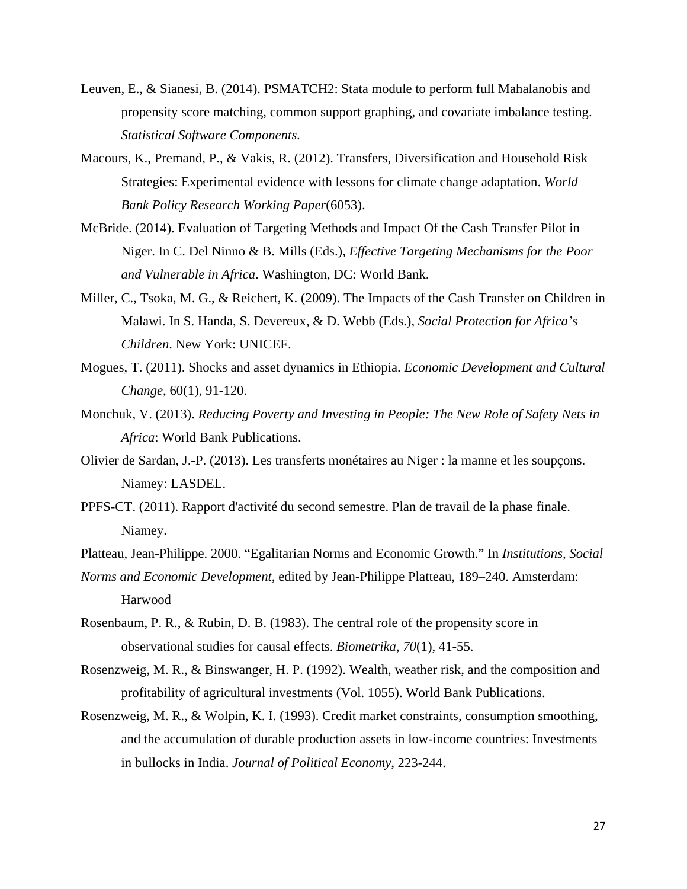Leuven, E., & Sianesi, B. (2014). PSMATCH2: Stata module to perform full Mahalanobis and propensity score matching, common support graphing, and covariate imbalance testing. *Statistical Software Components*.

Macours, K., Premand, P., & Vakis, R. (2012). Transfers, Diversification and Household Risk Strategies: Experimental evidence with lessons for climate change adaptation. *World Bank Policy Research Working Paper*(6053).

McBride. (2014). Evaluation of Targeting Methods and Impact Of the Cash Transfer Pilot in Niger. In C. Del Ninno & B. Mills (Eds.), *Effective Targeting Mechanisms for the Poor and Vulnerable in Africa*. Washington, DC: World Bank.

Miller, C., Tsoka, M. G., & Reichert, K. (2009). The Impacts of the Cash Transfer on Children in Malawi. In S. Handa, S. Devereux, & D. Webb (Eds.), *Social Protection for Africa's Children*. New York: UNICEF.

Mogues, T. (2011). Shocks and asset dynamics in Ethiopia. *Economic Development and Cultural Change*, 60(1), 91-120.

Monchuk, V. (2013). *Reducing Poverty and Investing in People: The New Role of Safety Nets in Africa*: World Bank Publications.

Olivier de Sardan, J.-P. (2013). Les transferts monétaires au Niger : la manne et les soupçons. Niamey: LASDEL.

PPFS-CT. (2011). Rapport d'activité du second semestre. Plan de travail de la phase finale. Niamey.

Platteau, Jean-Philippe. 2000. "Egalitarian Norms and Economic Growth." In *Institutions, Social Norms and Economic Development*, edited by Jean-Philippe Platteau, 189–240. Amsterdam: Harwood

Rosenbaum, P. R., & Rubin, D. B. (1983). The central role of the propensity score in observational studies for causal effects. *Biometrika, 70*(1), 41-55.

Rosenzweig, M. R., & Binswanger, H. P. (1992). Wealth, weather risk, and the composition and profitability of agricultural investments (Vol. 1055). World Bank Publications.

Rosenzweig, M. R., & Wolpin, K. I. (1993). Credit market constraints, consumption smoothing, and the accumulation of durable production assets in low-income countries: Investments in bullocks in India. *Journal of Political Economy*, 223-244.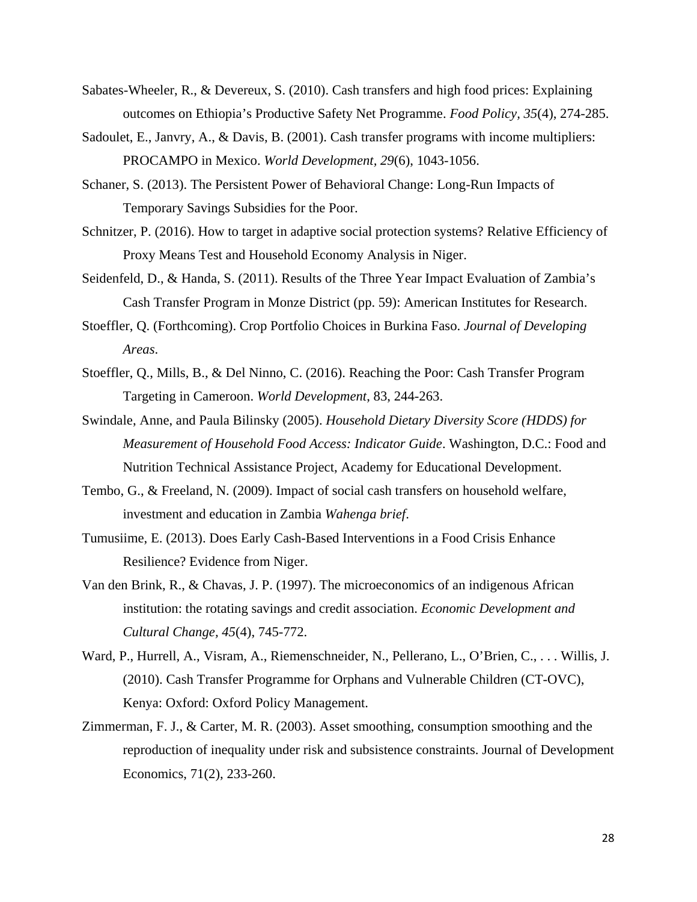Sabates-Wheeler, R., & Devereux, S. (2010). Cash transfers and high food prices: Explaining outcomes on Ethiopia's Productive Safety Net Programme. *Food Policy, 35*(4), 274-285.

Sadoulet, E., Janvry, A., & Davis, B. (2001). Cash transfer programs with income multipliers: PROCAMPO in Mexico. *World Development, 29*(6), 1043-1056.

Schaner, S. (2013). The Persistent Power of Behavioral Change: Long-Run Impacts of Temporary Savings Subsidies for the Poor.

Schnitzer, P. (2016). How to target in adaptive social protection systems? Relative Efficiency of Proxy Means Test and Household Economy Analysis in Niger.

Seidenfeld, D., & Handa, S. (2011). Results of the Three Year Impact Evaluation of Zambia's Cash Transfer Program in Monze District (pp. 59): American Institutes for Research.

Stoeffler, Q. (Forthcoming). Crop Portfolio Choices in Burkina Faso. *Journal of Developing Areas*.

Stoeffler, Q., Mills, B., & Del Ninno, C. (2016). Reaching the Poor: Cash Transfer Program Targeting in Cameroon. *World Development*, 83, 244-263.

Swindale, Anne, and Paula Bilinsky (2005). *Household Dietary Diversity Score (HDDS) for Measurement of Household Food Access: Indicator Guide*. Washington, D.C.: Food and Nutrition Technical Assistance Project, Academy for Educational Development.

Tembo, G., & Freeland, N. (2009). Impact of social cash transfers on household welfare, investment and education in Zambia *Wahenga brief*.

Tumusiime, E. (2013). Does Early Cash-Based Interventions in a Food Crisis Enhance Resilience? Evidence from Niger.

Van den Brink, R., & Chavas, J. P. (1997). The microeconomics of an indigenous African institution: the rotating savings and credit association. *Economic Development and Cultural Change, 45*(4), 745-772.

Ward, P., Hurrell, A., Visram, A., Riemenschneider, N., Pellerano, L., O'Brien, C., . . . Willis, J. (2010). Cash Transfer Programme for Orphans and Vulnerable Children (CT-OVC), Kenya: Oxford: Oxford Policy Management.

Zimmerman, F. J., & Carter, M. R. (2003). Asset smoothing, consumption smoothing and the reproduction of inequality under risk and subsistence constraints. Journal of Development Economics, 71(2), 233-260.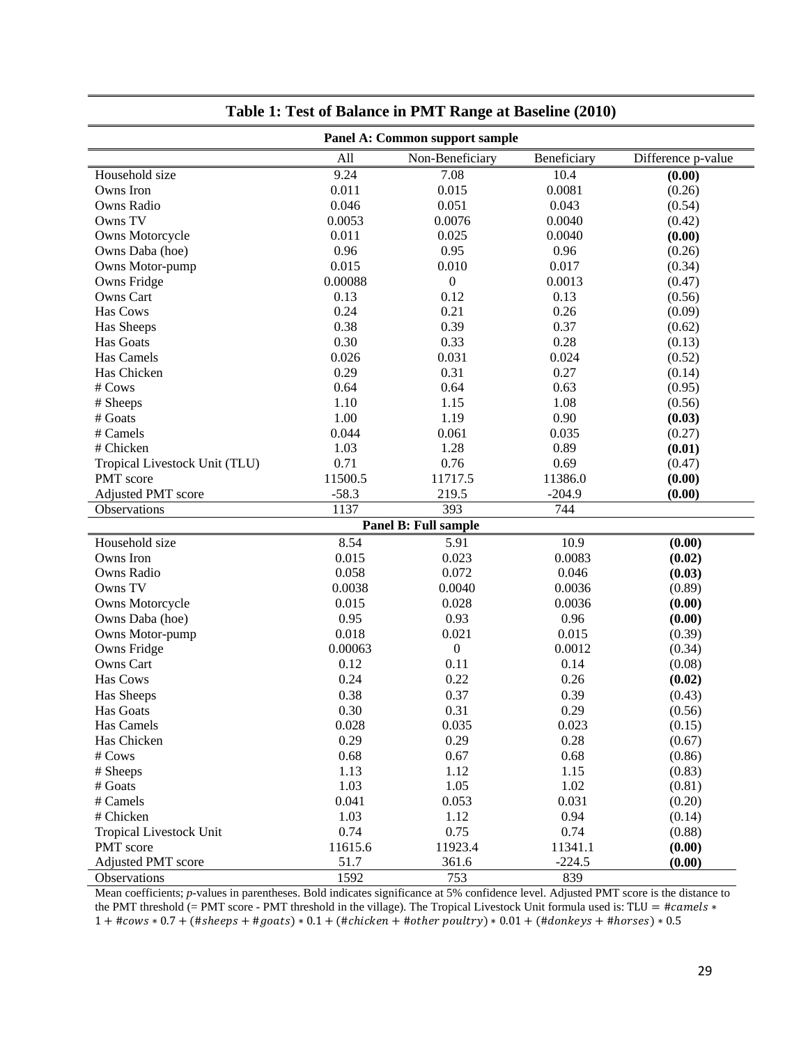**Table 1: Test of Balance in PMT Range at Baseline (2010)**

| | All | Non-Beneficiary | Beneficiary | Difference p-value |
|---|---|---|---|---|
| **Panel A: Common support sample** | | | | |
| Household size | 9.24 | 7.08 | 10.4 | **(0.00)** |
| Owns Iron | 0.011 | 0.015 | 0.0081 | (0.26) |
| Owns Radio | 0.046 | 0.051 | 0.043 | (0.54) |
| Owns TV | 0.0053 | 0.0076 | 0.0040 | (0.42) |
| Owns Motorcycle | 0.011 | 0.025 | 0.0040 | **(0.00)** |
| Owns Daba (hoe) | 0.96 | 0.95 | 0.96 | (0.26) |
| Owns Motor-pump | 0.015 | 0.010 | 0.017 | (0.34) |
| Owns Fridge | 0.00088 | 0 | 0.0013 | (0.47) |
| Owns Cart | 0.13 | 0.12 | 0.13 | (0.56) |
| Has Cows | 0.24 | 0.21 | 0.26 | (0.09) |
| Has Sheeps | 0.38 | 0.39 | 0.37 | (0.62) |
| Has Goats | 0.30 | 0.33 | 0.28 | (0.13) |
| Has Camels | 0.026 | 0.031 | 0.024 | (0.52) |
| Has Chicken | 0.29 | 0.31 | 0.27 | (0.14) |
| # Cows | 0.64 | 0.64 | 0.63 | (0.95) |
| # Sheeps | 1.10 | 1.15 | 1.08 | (0.56) |
| # Goats | 1.00 | 1.19 | 0.90 | **(0.03)** |
| # Camels | 0.044 | 0.061 | 0.035 | (0.27) |
| # Chicken | 1.03 | 1.28 | 0.89 | **(0.01)** |
| Tropical Livestock Unit (TLU) | 0.71 | 0.76 | 0.69 | (0.47) |
| PMT score | 11500.5 | 11717.5 | 11386.0 | **(0.00)** |
| Adjusted PMT score | -58.3 | 219.5 | -204.9 | **(0.00)** |
| Observations | 1137 | 393 | 744 | |
| **Panel B: Full sample** | | | | |
| Household size | 8.54 | 5.91 | 10.9 | **(0.00)** |
| Owns Iron | 0.015 | 0.023 | 0.0083 | **(0.02)** |
| Owns Radio | 0.058 | 0.072 | 0.046 | **(0.03)** |
| Owns TV | 0.0038 | 0.0040 | 0.0036 | (0.89) |
| Owns Motorcycle | 0.015 | 0.028 | 0.0036 | **(0.00)** |
| Owns Daba (hoe) | 0.95 | 0.93 | 0.96 | **(0.00)** |
| Owns Motor-pump | 0.018 | 0.021 | 0.015 | (0.39) |
| Owns Fridge | 0.00063 | 0 | 0.0012 | (0.34) |
| Owns Cart | 0.12 | 0.11 | 0.14 | (0.08) |
| Has Cows | 0.24 | 0.22 | 0.26 | **(0.02)** |
| Has Sheeps | 0.38 | 0.37 | 0.39 | (0.43) |
| Has Goats | 0.30 | 0.31 | 0.29 | (0.56) |
| Has Camels | 0.028 | 0.035 | 0.023 | (0.15) |
| Has Chicken | 0.29 | 0.29 | 0.28 | (0.67) |
| # Cows | 0.68 | 0.67 | 0.68 | (0.86) |
| # Sheeps | 1.13 | 1.12 | 1.15 | (0.83) |
| # Goats | 1.03 | 1.05 | 1.02 | (0.81) |
| # Camels | 0.041 | 0.053 | 0.031 | (0.20) |
| # Chicken | 1.03 | 1.12 | 0.94 | (0.14) |
| Tropical Livestock Unit | 0.74 | 0.75 | 0.74 | (0.88) |
| PMT score | 11615.6 | 11923.4 | 11341.1 | **(0.00)** |
| Adjusted PMT score | 51.7 | 361.6 | -224.5 | **(0.00)** |
| Observations | 1592 | 753 | 839 | |

Mean coefficients; *p*-values in parentheses. Bold indicates significance at 5% confidence level. Adjusted PMT score is the distance to the PMT threshold (= PMT score - PMT threshold in the village). The Tropical Livestock Unit formula used is: $TLU = \#camels * 1 + \#cows * 0.7 + (\#sheeps + \#goats) * 0.1 + (\#chicken + \#other\ poultry) * 0.01 + (\#donkeys + \#horses) * 0.5$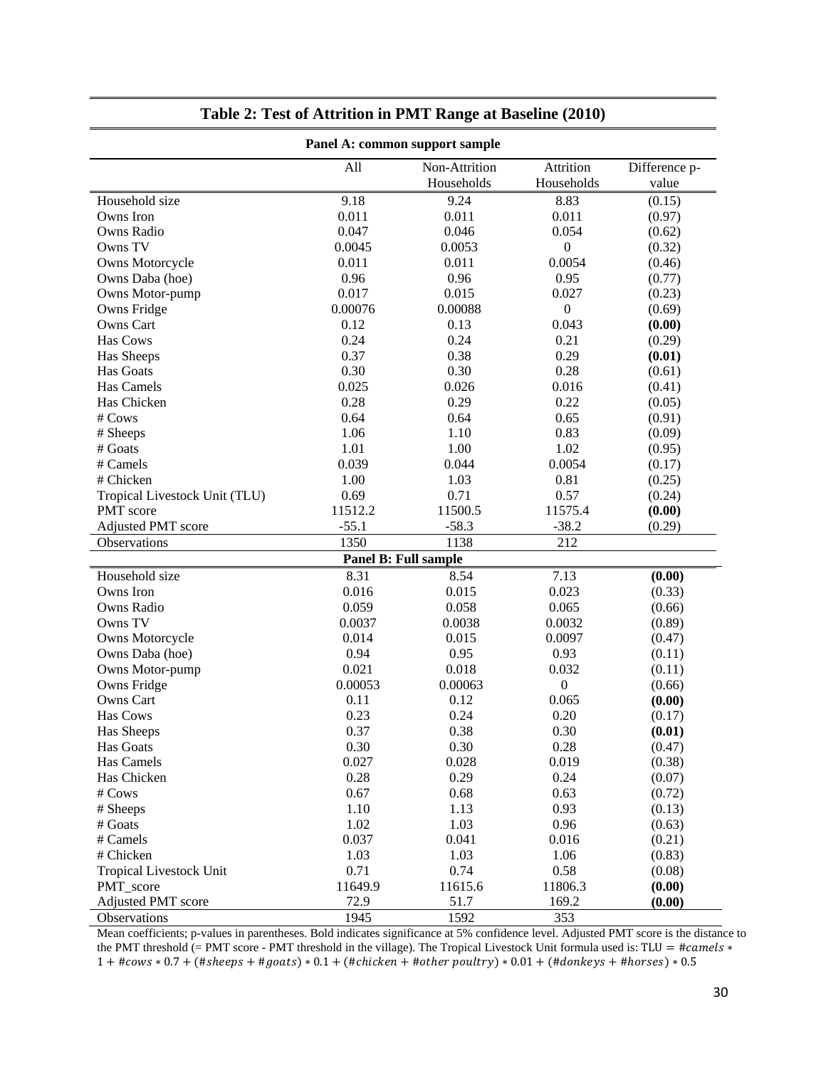## Table 2: Test of Attrition in PMT Range at Baseline (2010)

| | All | Non-Attrition Households | Attrition Households | Difference p-value |
|---|---|---|---|---|
| **Panel A: common support sample** | | | | |
| Household size | 9.18 | 9.24 | 8.83 | (0.15) |
| Owns Iron | 0.011 | 0.011 | 0.011 | (0.97) |
| Owns Radio | 0.047 | 0.046 | 0.054 | (0.62) |
| Owns TV | 0.0045 | 0.0053 | 0 | (0.32) |
| Owns Motorcycle | 0.011 | 0.011 | 0.0054 | (0.46) |
| Owns Daba (hoe) | 0.96 | 0.96 | 0.95 | (0.77) |
| Owns Motor-pump | 0.017 | 0.015 | 0.027 | (0.23) |
| Owns Fridge | 0.00076 | 0.00088 | 0 | (0.69) |
| Owns Cart | 0.12 | 0.13 | 0.043 | **(0.00)** |
| Has Cows | 0.24 | 0.24 | 0.21 | (0.29) |
| Has Sheeps | 0.37 | 0.38 | 0.29 | **(0.01)** |
| Has Goats | 0.30 | 0.30 | 0.28 | (0.61) |
| Has Camels | 0.025 | 0.026 | 0.016 | (0.41) |
| Has Chicken | 0.28 | 0.29 | 0.22 | (0.05) |
| # Cows | 0.64 | 0.64 | 0.65 | (0.91) |
| # Sheeps | 1.06 | 1.10 | 0.83 | (0.09) |
| # Goats | 1.01 | 1.00 | 1.02 | (0.95) |
| # Camels | 0.039 | 0.044 | 0.0054 | (0.17) |
| # Chicken | 1.00 | 1.03 | 0.81 | (0.25) |
| Tropical Livestock Unit (TLU) | 0.69 | 0.71 | 0.57 | (0.24) |
| PMT score | 11512.2 | 11500.5 | 11575.4 | **(0.00)** |
| Adjusted PMT score | -55.1 | -58.3 | -38.2 | (0.29) |
| Observations | 1350 | 1138 | 212 | |
| **Panel B: Full sample** | | | | |
| Household size | 8.31 | 8.54 | 7.13 | **(0.00)** |
| Owns Iron | 0.016 | 0.015 | 0.023 | (0.33) |
| Owns Radio | 0.059 | 0.058 | 0.065 | (0.66) |
| Owns TV | 0.0037 | 0.0038 | 0.0032 | (0.89) |
| Owns Motorcycle | 0.014 | 0.015 | 0.0097 | (0.47) |
| Owns Daba (hoe) | 0.94 | 0.95 | 0.93 | (0.11) |
| Owns Motor-pump | 0.021 | 0.018 | 0.032 | (0.11) |
| Owns Fridge | 0.00053 | 0.00063 | 0 | (0.66) |
| Owns Cart | 0.11 | 0.12 | 0.065 | **(0.00)** |
| Has Cows | 0.23 | 0.24 | 0.20 | (0.17) |
| Has Sheeps | 0.37 | 0.38 | 0.30 | **(0.01)** |
| Has Goats | 0.30 | 0.30 | 0.28 | (0.47) |
| Has Camels | 0.027 | 0.028 | 0.019 | (0.38) |
| Has Chicken | 0.28 | 0.29 | 0.24 | (0.07) |
| # Cows | 0.67 | 0.68 | 0.63 | (0.72) |
| # Sheeps | 1.10 | 1.13 | 0.93 | (0.13) |
| # Goats | 1.02 | 1.03 | 0.96 | (0.63) |
| # Camels | 0.037 | 0.041 | 0.016 | (0.21) |
| # Chicken | 1.03 | 1.03 | 1.06 | (0.83) |
| Tropical Livestock Unit | 0.71 | 0.74 | 0.58 | (0.08) |
| PMT_score | 11649.9 | 11615.6 | 11806.3 | **(0.00)** |
| Adjusted PMT score | 72.9 | 51.7 | 169.2 | **(0.00)** |
| Observations | 1945 | 1592 | 353 | |

Mean coefficients; p-values in parentheses. Bold indicates significance at 5% confidence level. Adjusted PMT score is the distance to the PMT threshold (= PMT score - PMT threshold in the village). The Tropical Livestock Unit formula used is: $TLU = \#camels * 1 + \#cows * 0.7 + (\#sheeps + \#goats) * 0.1 + (\#chicken + \#other\ poultry) * 0.01 + (\#donkeys + \#horses) * 0.5$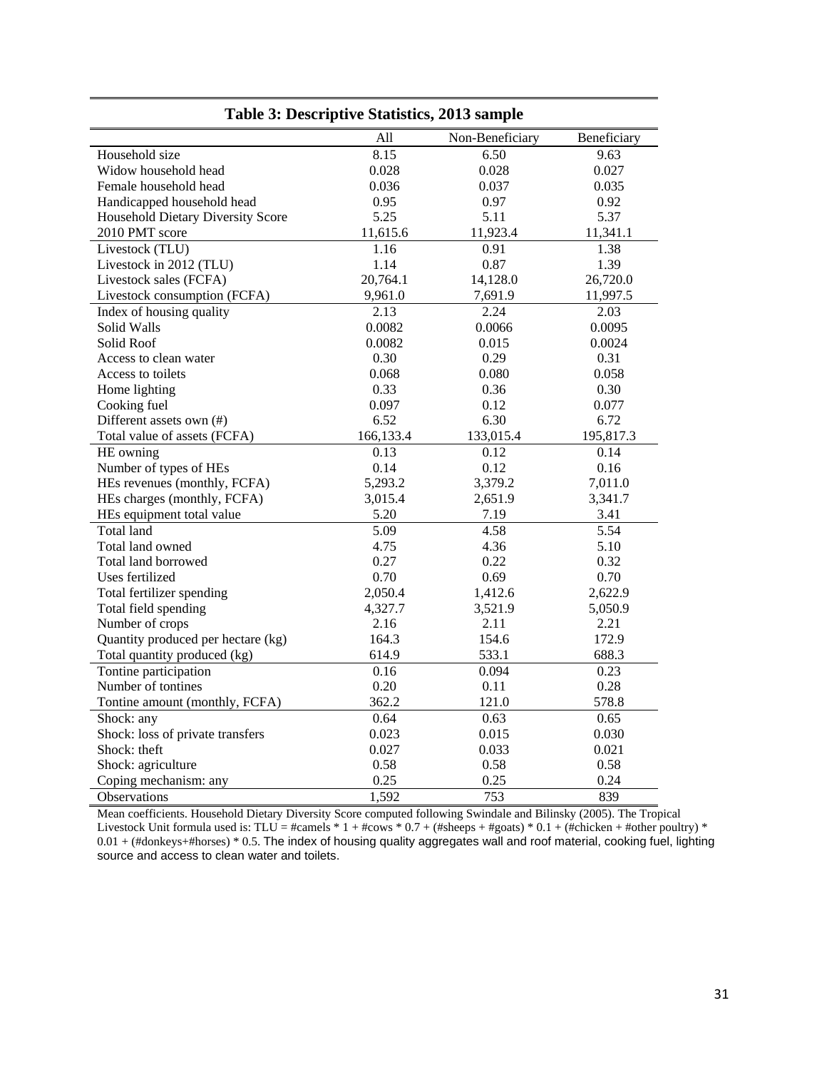**Table 3: Descriptive Statistics, 2013 sample**

| | All | Non-Beneficiary | Beneficiary |
|---|---|---|---|
| Household size | 8.15 | 6.50 | 9.63 |
| Widow household head | 0.028 | 0.028 | 0.027 |
| Female household head | 0.036 | 0.037 | 0.035 |
| Handicapped household head | 0.95 | 0.97 | 0.92 |
| Household Dietary Diversity Score | 5.25 | 5.11 | 5.37 |
| 2010 PMT score | 11,615.6 | 11,923.4 | 11,341.1 |
| Livestock (TLU) | 1.16 | 0.91 | 1.38 |
| Livestock in 2012 (TLU) | 1.14 | 0.87 | 1.39 |
| Livestock sales (FCFA) | 20,764.1 | 14,128.0 | 26,720.0 |
| Livestock consumption (FCFA) | 9,961.0 | 7,691.9 | 11,997.5 |
| Index of housing quality | 2.13 | 2.24 | 2.03 |
| Solid Walls | 0.0082 | 0.0066 | 0.0095 |
| Solid Roof | 0.0082 | 0.015 | 0.0024 |
| Access to clean water | 0.30 | 0.29 | 0.31 |
| Access to toilets | 0.068 | 0.080 | 0.058 |
| Home lighting | 0.33 | 0.36 | 0.30 |
| Cooking fuel | 0.097 | 0.12 | 0.077 |
| Different assets own (#) | 6.52 | 6.30 | 6.72 |
| Total value of assets (FCFA) | 166,133.4 | 133,015.4 | 195,817.3 |
| HE owning | 0.13 | 0.12 | 0.14 |
| Number of types of HEs | 0.14 | 0.12 | 0.16 |
| HEs revenues (monthly, FCFA) | 5,293.2 | 3,379.2 | 7,011.0 |
| HEs charges (monthly, FCFA) | 3,015.4 | 2,651.9 | 3,341.7 |
| HEs equipment total value | 5.20 | 7.19 | 3.41 |
| Total land | 5.09 | 4.58 | 5.54 |
| Total land owned | 4.75 | 4.36 | 5.10 |
| Total land borrowed | 0.27 | 0.22 | 0.32 |
| Uses fertilized | 0.70 | 0.69 | 0.70 |
| Total fertilizer spending | 2,050.4 | 1,412.6 | 2,622.9 |
| Total field spending | 4,327.7 | 3,521.9 | 5,050.9 |
| Number of crops | 2.16 | 2.11 | 2.21 |
| Quantity produced per hectare (kg) | 164.3 | 154.6 | 172.9 |
| Total quantity produced (kg) | 614.9 | 533.1 | 688.3 |
| Tontine participation | 0.16 | 0.094 | 0.23 |
| Number of tontines | 0.20 | 0.11 | 0.28 |
| Tontine amount (monthly, FCFA) | 362.2 | 121.0 | 578.8 |
| Shock: any | 0.64 | 0.63 | 0.65 |
| Shock: loss of private transfers | 0.023 | 0.015 | 0.030 |
| Shock: theft | 0.027 | 0.033 | 0.021 |
| Shock: agriculture | 0.58 | 0.58 | 0.58 |
| Coping mechanism: any | 0.25 | 0.25 | 0.24 |
| Observations | 1,592 | 753 | 839 |

Mean coefficients. Household Dietary Diversity Score computed following Swindale and Bilinsky (2005). The Tropical Livestock Unit formula used is: TLU = #camels * 1 + #cows * 0.7 + (#sheeps + #goats) * 0.1 + (#chicken + #other poultry) * 0.01 + (#donkeys+#horses) * 0.5. The index of housing quality aggregates wall and roof material, cooking fuel, lighting source and access to clean water and toilets.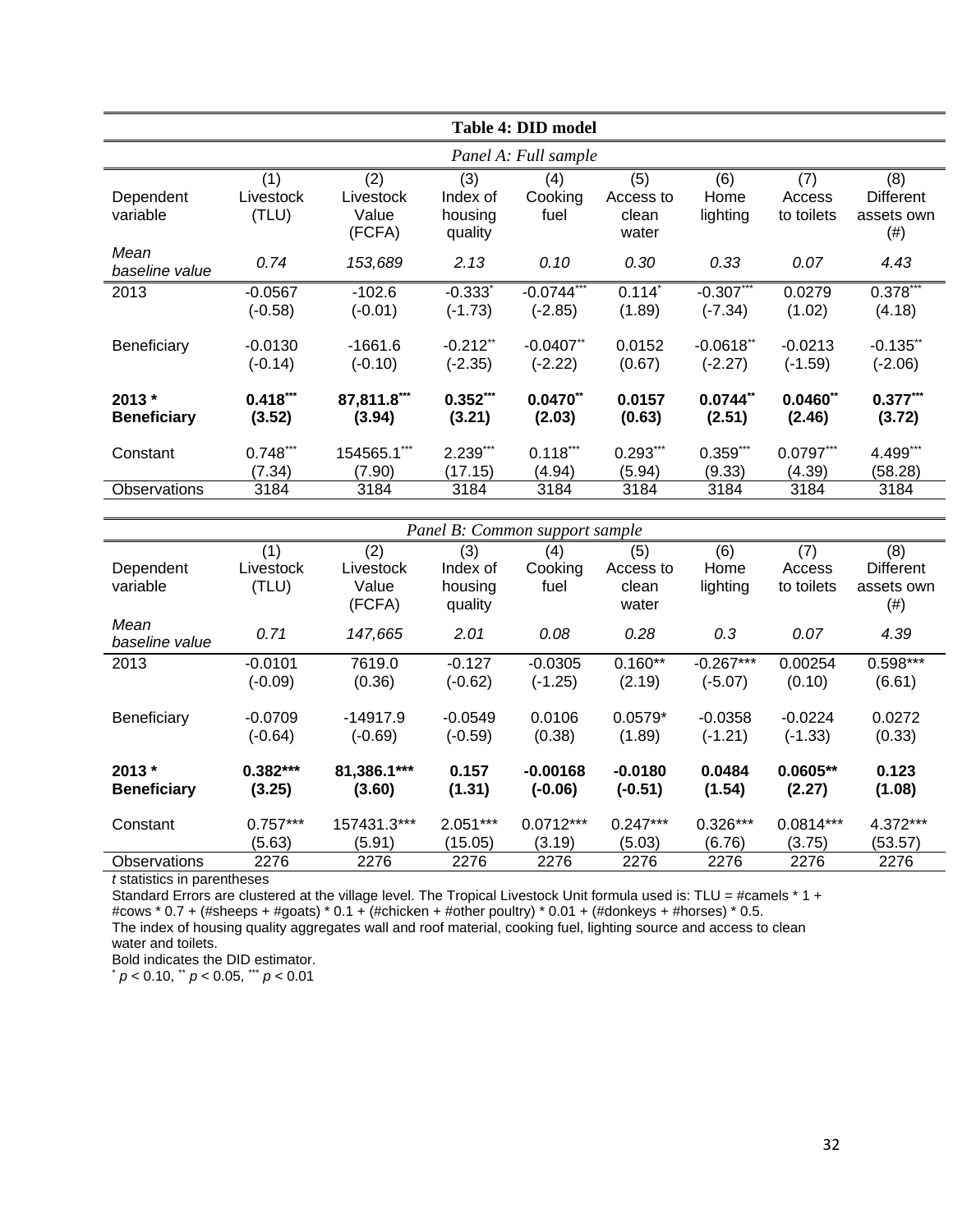**Table 4: DID model**

*Panel A: Full sample*

| Dependent variable | (1) Livestock (TLU) | (2) Livestock Value (FCFA) | (3) Index of housing quality | (4) Cooking fuel | (5) Access to clean water | (6) Home lighting | (7) Access to toilets | (8) Different assets own (#) |
|---|---|---|---|---|---|---|---|---|
| *Mean baseline value* | *0.74* | *153,689* | *2.13* | *0.10* | *0.30* | *0.33* | *0.07* | *4.43* |
| 2013 | -0.0567 | -102.6 | -0.333* | -0.0744*** | 0.114* | -0.307*** | 0.0279 | 0.378*** |
| | (-0.58) | (-0.01) | (-1.73) | (-2.85) | (1.89) | (-7.34) | (1.02) | (4.18) |
| Beneficiary | -0.0130 | -1661.6 | -0.212** | -0.0407** | 0.0152 | -0.0618** | -0.0213 | -0.135** |
| | (-0.14) | (-0.10) | (-2.35) | (-2.22) | (0.67) | (-2.27) | (-1.59) | (-2.06) |
| **2013 * Beneficiary** | **0.418*** ** | **87,811.8*** ** | **0.352*** ** | **0.0470** ** | **0.0157** | **0.0744** ** | **0.0460** ** | **0.377*** ** |
| | **(3.52)** | **(3.94)** | **(3.21)** | **(2.03)** | **(0.63)** | **(2.51)** | **(2.46)** | **(3.72)** |
| Constant | 0.748*** | 154565.1*** | 2.239*** | 0.118*** | 0.293*** | 0.359*** | 0.0797*** | 4.499*** |
| | (7.34) | (7.90) | (17.15) | (4.94) | (5.94) | (9.33) | (4.39) | (58.28) |
| Observations | 3184 | 3184 | 3184 | 3184 | 3184 | 3184 | 3184 | 3184 |

*Panel B: Common support sample*

| Dependent variable | (1) Livestock (TLU) | (2) Livestock Value (FCFA) | (3) Index of housing quality | (4) Cooking fuel | (5) Access to clean water | (6) Home lighting | (7) Access to toilets | (8) Different assets own (#) |
|---|---|---|---|---|---|---|---|---|
| *Mean baseline value* | *0.71* | *147,665* | *2.01* | *0.08* | *0.28* | *0.3* | *0.07* | *4.39* |
| 2013 | -0.0101 | 7619.0 | -0.127 | -0.0305 | 0.160** | -0.267*** | 0.00254 | 0.598*** |
| | (-0.09) | (0.36) | (-0.62) | (-1.25) | (2.19) | (-5.07) | (0.10) | (6.61) |
| Beneficiary | -0.0709 | -14917.9 | -0.0549 | 0.0106 | 0.0579* | -0.0358 | -0.0224 | 0.0272 |
| | (-0.64) | (-0.69) | (-0.59) | (0.38) | (1.89) | (-1.21) | (-1.33) | (0.33) |
| **2013 * Beneficiary** | **0.382*** ** | **81,386.1*** ** | **0.157** | **-0.00168** | **-0.0180** | **0.0484** | **0.0605** ** | **0.123** |
| | **(3.25)** | **(3.60)** | **(1.31)** | **(-0.06)** | **(-0.51)** | **(1.54)** | **(2.27)** | **(1.08)** |
| Constant | 0.757*** | 157431.3*** | 2.051*** | 0.0712*** | 0.247*** | 0.326*** | 0.0814*** | 4.372*** |
| | (5.63) | (5.91) | (15.05) | (3.19) | (5.03) | (6.76) | (3.75) | (53.57) |
| Observations | 2276 | 2276 | 2276 | 2276 | 2276 | 2276 | 2276 | 2276 |

*t* statistics in parentheses

Standard Errors are clustered at the village level. The Tropical Livestock Unit formula used is: TLU = #camels * 1 + #cows * 0.7 + (#sheeps + #goats) * 0.1 + (#chicken + #other poultry) * 0.01 + (#donkeys + #horses) * 0.5.

The index of housing quality aggregates wall and roof material, cooking fuel, lighting source and access to clean water and toilets.

Bold indicates the DID estimator.

\* $p < 0.10$, \*\* $p < 0.05$, \*\*\* $p < 0.01$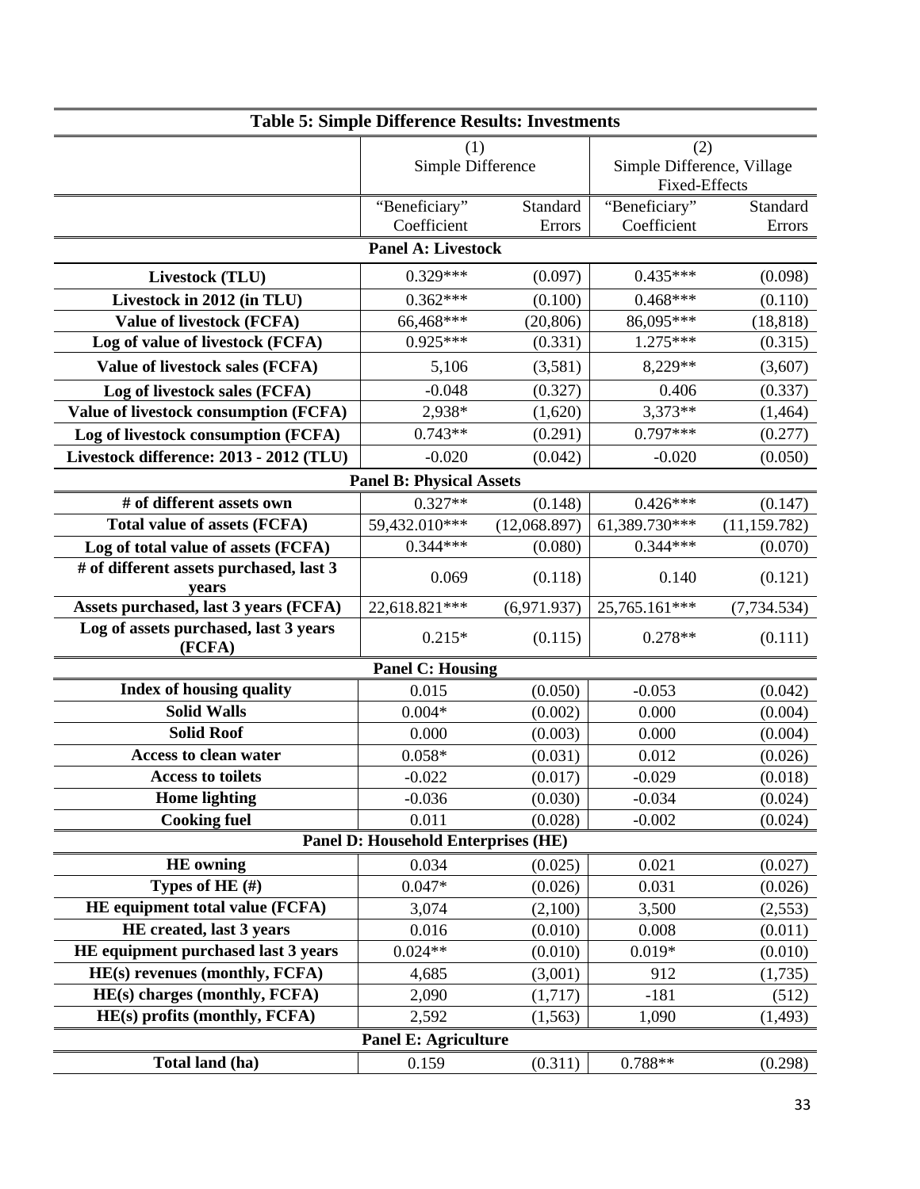**Table 5: Simple Difference Results: Investments**

| | (1) Simple Difference | | (2) Simple Difference, Village Fixed-Effects | |
|---|---|---|---|---|
| | "Beneficiary" Coefficient | Standard Errors | "Beneficiary" Coefficient | Standard Errors |
| **Panel A: Livestock** | | | | |
| **Livestock (TLU)** | 0.329*** | (0.097) | 0.435*** | (0.098) |
| **Livestock in 2012 (in TLU)** | 0.362*** | (0.100) | 0.468*** | (0.110) |
| **Value of livestock (FCFA)** | 66,468*** | (20,806) | 86,095*** | (18,818) |
| **Log of value of livestock (FCFA)** | 0.925*** | (0.331) | 1.275*** | (0.315) |
| **Value of livestock sales (FCFA)** | 5,106 | (3,581) | 8,229** | (3,607) |
| **Log of livestock sales (FCFA)** | -0.048 | (0.327) | 0.406 | (0.337) |
| **Value of livestock consumption (FCFA)** | 2,938* | (1,620) | 3,373** | (1,464) |
| **Log of livestock consumption (FCFA)** | 0.743** | (0.291) | 0.797*** | (0.277) |
| **Livestock difference: 2013 - 2012 (TLU)** | -0.020 | (0.042) | -0.020 | (0.050) |
| **Panel B: Physical Assets** | | | | |
| **# of different assets own** | 0.327** | (0.148) | 0.426*** | (0.147) |
| **Total value of assets (FCFA)** | 59,432.010*** | (12,068.897) | 61,389.730*** | (11,159.782) |
| **Log of total value of assets (FCFA)** | 0.344*** | (0.080) | 0.344*** | (0.070) |
| **# of different assets purchased, last 3 years** | 0.069 | (0.118) | 0.140 | (0.121) |
| **Assets purchased, last 3 years (FCFA)** | 22,618.821*** | (6,971.937) | 25,765.161*** | (7,734.534) |
| **Log of assets purchased, last 3 years (FCFA)** | 0.215* | (0.115) | 0.278** | (0.111) |
| **Panel C: Housing** | | | | |
| **Index of housing quality** | 0.015 | (0.050) | -0.053 | (0.042) |
| **Solid Walls** | 0.004* | (0.002) | 0.000 | (0.004) |
| **Solid Roof** | 0.000 | (0.003) | 0.000 | (0.004) |
| **Access to clean water** | 0.058* | (0.031) | 0.012 | (0.026) |
| **Access to toilets** | -0.022 | (0.017) | -0.029 | (0.018) |
| **Home lighting** | -0.036 | (0.030) | -0.034 | (0.024) |
| **Cooking fuel** | 0.011 | (0.028) | -0.002 | (0.024) |
| **Panel D: Household Enterprises (HE)** | | | | |
| **HE owning** | 0.034 | (0.025) | 0.021 | (0.027) |
| **Types of HE (#)** | 0.047* | (0.026) | 0.031 | (0.026) |
| **HE equipment total value (FCFA)** | 3,074 | (2,100) | 3,500 | (2,553) |
| **HE created, last 3 years** | 0.016 | (0.010) | 0.008 | (0.011) |
| **HE equipment purchased last 3 years** | 0.024** | (0.010) | 0.019* | (0.010) |
| **HE(s) revenues (monthly, FCFA)** | 4,685 | (3,001) | 912 | (1,735) |
| **HE(s) charges (monthly, FCFA)** | 2,090 | (1,717) | -181 | (512) |
| **HE(s) profits (monthly, FCFA)** | 2,592 | (1,563) | 1,090 | (1,493) |
| **Panel E: Agriculture** | | | | |
| **Total land (ha)** | 0.159 | (0.311) | 0.788** | (0.298) |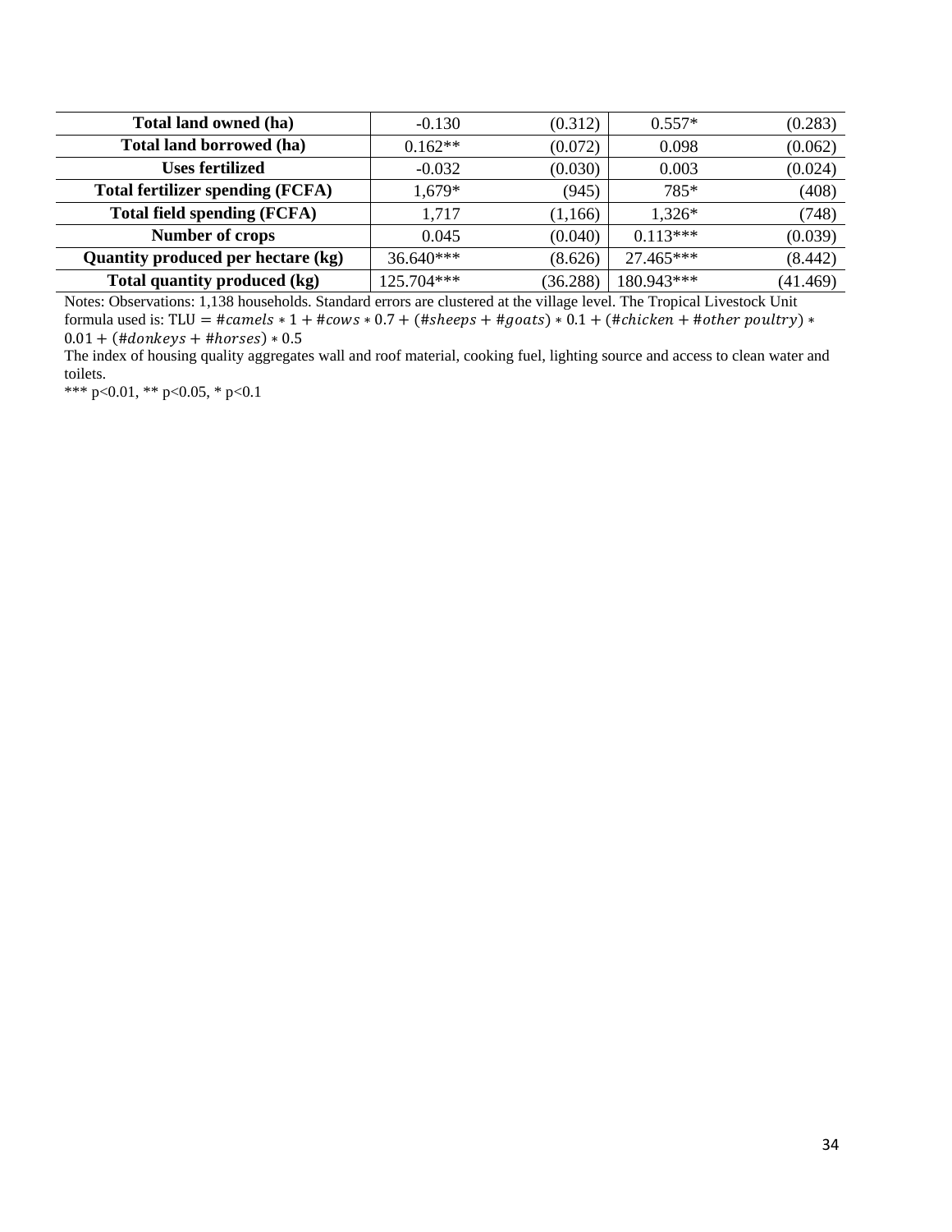| | | | | |
|---|---|---|---|---|
| **Total land owned (ha)** | -0.130 | (0.312) | 0.557* | (0.283) |
| **Total land borrowed (ha)** | 0.162** | (0.072) | 0.098 | (0.062) |
| **Uses fertilized** | -0.032 | (0.030) | 0.003 | (0.024) |
| **Total fertilizer spending (FCFA)** | 1,679* | (945) | 785* | (408) |
| **Total field spending (FCFA)** | 1,717 | (1,166) | 1,326* | (748) |
| **Number of crops** | 0.045 | (0.040) | 0.113*** | (0.039) |
| **Quantity produced per hectare (kg)** | 36.640*** | (8.626) | 27.465*** | (8.442) |
| **Total quantity produced (kg)** | 125.704*** | (36.288) | 180.943*** | (41.469) |

Notes: Observations: 1,138 households. Standard errors are clustered at the village level. The Tropical Livestock Unit formula used is: $\text{TLU} = \#camels * 1 + \#cows * 0.7 + (\#sheeps + \#goats) * 0.1 + (\#chicken + \#other\ poultry) * 0.01 + (\#donkeys + \#horses) * 0.5$

The index of housing quality aggregates wall and roof material, cooking fuel, lighting source and access to clean water and toilets.

*** p<0.01, ** p<0.05, * p<0.1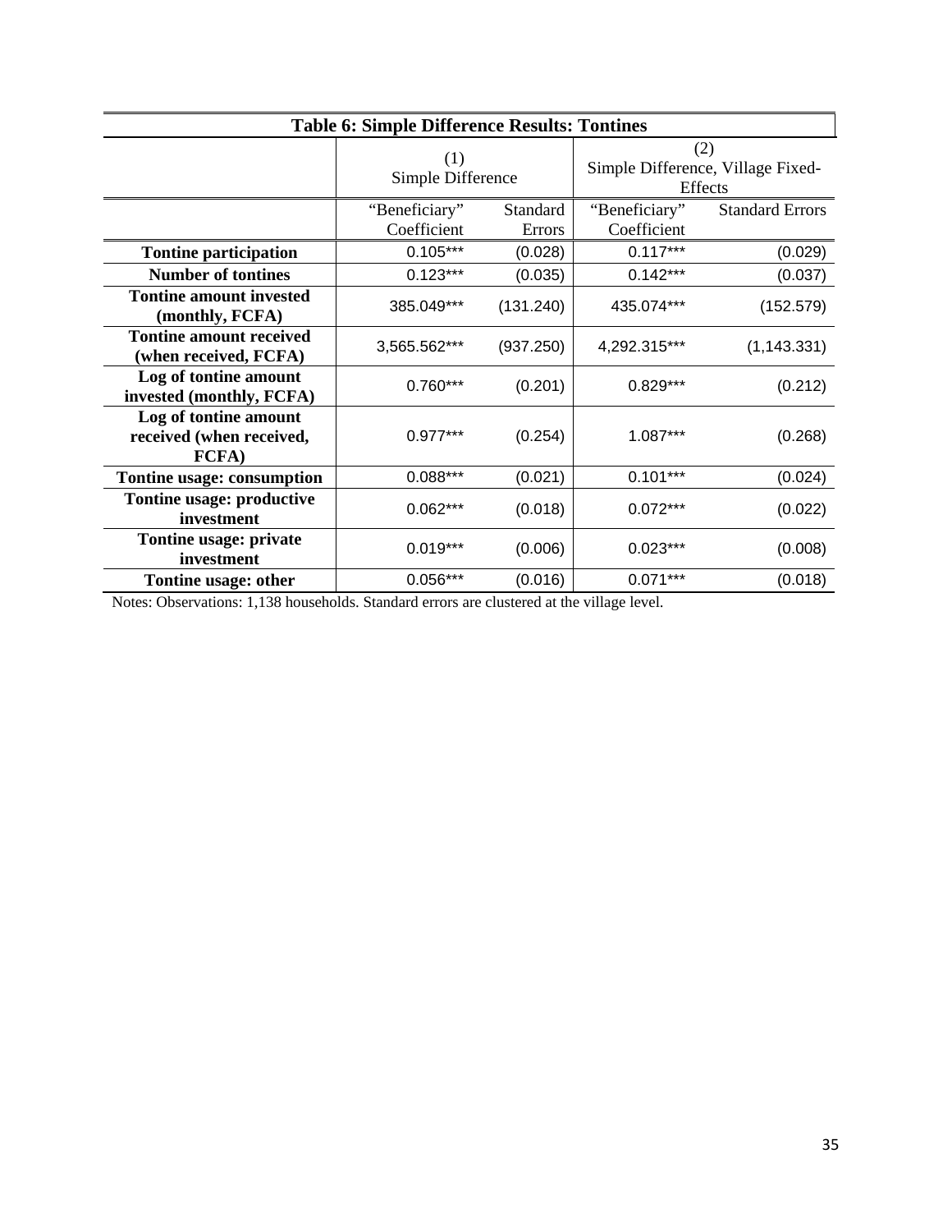**Table 6: Simple Difference Results: Tontines**

| | (1) Simple Difference | | (2) Simple Difference, Village Fixed-Effects | |
|---|---|---|---|---|
| | "Beneficiary" Coefficient | Standard Errors | "Beneficiary" Coefficient | Standard Errors |
| **Tontine participation** | 0.105*** | (0.028) | 0.117*** | (0.029) |
| **Number of tontines** | 0.123*** | (0.035) | 0.142*** | (0.037) |
| **Tontine amount invested (monthly, FCFA)** | 385.049*** | (131.240) | 435.074*** | (152.579) |
| **Tontine amount received (when received, FCFA)** | 3,565.562*** | (937.250) | 4,292.315*** | (1,143.331) |
| **Log of tontine amount invested (monthly, FCFA)** | 0.760*** | (0.201) | 0.829*** | (0.212) |
| **Log of tontine amount received (when received, FCFA)** | 0.977*** | (0.254) | 1.087*** | (0.268) |
| **Tontine usage: consumption** | 0.088*** | (0.021) | 0.101*** | (0.024) |
| **Tontine usage: productive investment** | 0.062*** | (0.018) | 0.072*** | (0.022) |
| **Tontine usage: private investment** | 0.019*** | (0.006) | 0.023*** | (0.008) |
| **Tontine usage: other** | 0.056*** | (0.016) | 0.071*** | (0.018) |

Notes: Observations: 1,138 households. Standard errors are clustered at the village level.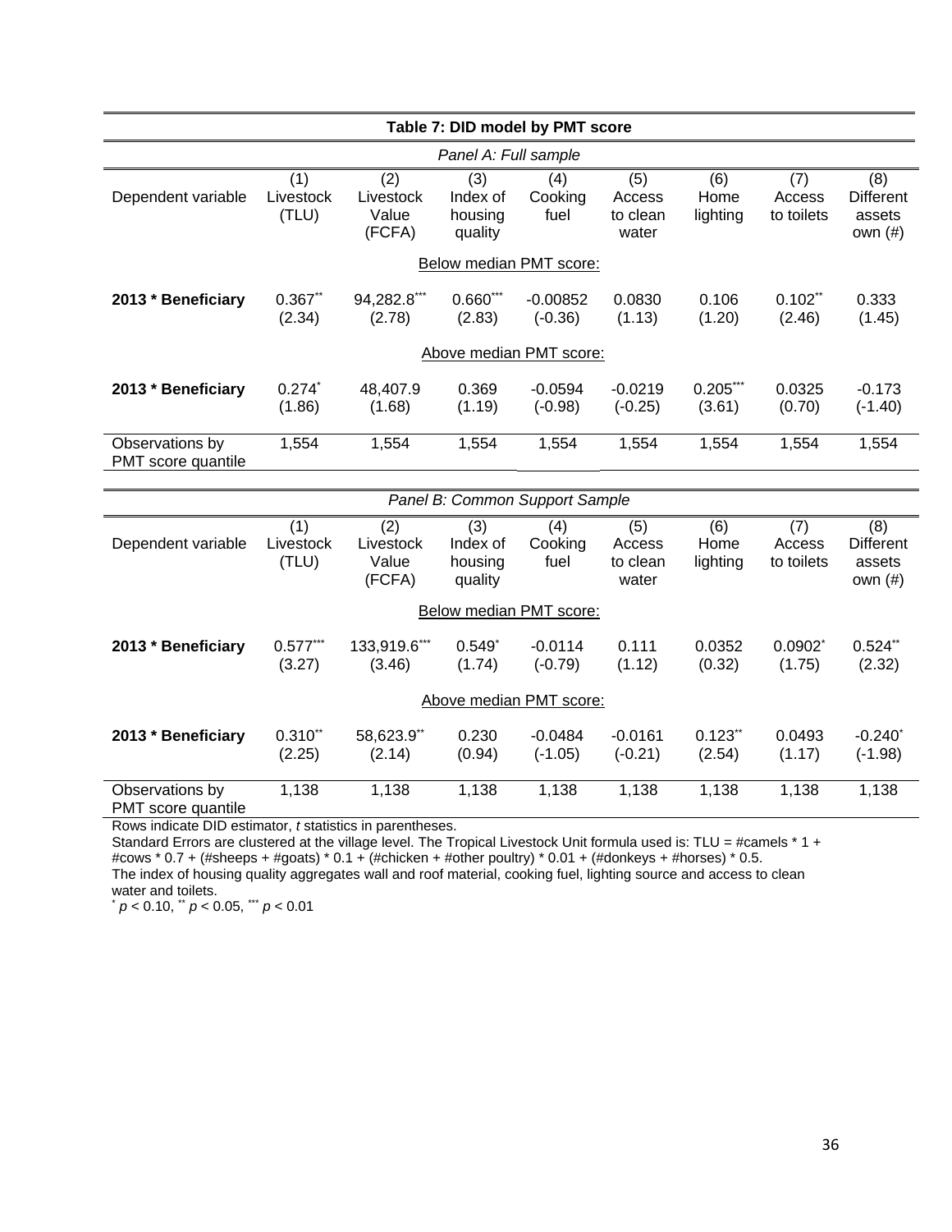**Table 7: DID model by PMT score**

*Panel A: Full sample*

| Dependent variable | (1) Livestock (TLU) | (2) Livestock Value (FCFA) | (3) Index of housing quality | (4) Cooking fuel | (5) Access to clean water | (6) Home lighting | (7) Access to toilets | (8) Different assets own (#) |
|---|---|---|---|---|---|---|---|---|
| | | | | Below median PMT score: | | | | |
| **2013 * Beneficiary** | 0.367** | 94,282.8*** | 0.660*** | -0.00852 | 0.0830 | 0.106 | 0.102** | 0.333 |
| | (2.34) | (2.78) | (2.83) | (-0.36) | (1.13) | (1.20) | (2.46) | (1.45) |
| | | | | Above median PMT score: | | | | |
| **2013 * Beneficiary** | 0.274* | 48,407.9 | 0.369 | -0.0594 | -0.0219 | 0.205*** | 0.0325 | -0.173 |
| | (1.86) | (1.68) | (1.19) | (-0.98) | (-0.25) | (3.61) | (0.70) | (-1.40) |
| Observations by PMT score quantile | 1,554 | 1,554 | 1,554 | 1,554 | 1,554 | 1,554 | 1,554 | 1,554 |

*Panel B: Common Support Sample*

| Dependent variable | (1) Livestock (TLU) | (2) Livestock Value (FCFA) | (3) Index of housing quality | (4) Cooking fuel | (5) Access to clean water | (6) Home lighting | (7) Access to toilets | (8) Different assets own (#) |
|---|---|---|---|---|---|---|---|---|
| | | | | Below median PMT score: | | | | |
| **2013 * Beneficiary** | 0.577*** | 133,919.6*** | 0.549* | -0.0114 | 0.111 | 0.0352 | 0.0902* | 0.524** |
| | (3.27) | (3.46) | (1.74) | (-0.79) | (1.12) | (0.32) | (1.75) | (2.32) |
| | | | | Above median PMT score: | | | | |
| **2013 * Beneficiary** | 0.310** | 58,623.9** | 0.230 | -0.0484 | -0.0161 | 0.123** | 0.0493 | -0.240* |
| | (2.25) | (2.14) | (0.94) | (-1.05) | (-0.21) | (2.54) | (1.17) | (-1.98) |
| Observations by PMT score quantile | 1,138 | 1,138 | 1,138 | 1,138 | 1,138 | 1,138 | 1,138 | 1,138 |

Rows indicate DID estimator, *t* statistics in parentheses.
Standard Errors are clustered at the village level. The Tropical Livestock Unit formula used is: TLU = #camels * 1 + #cows * 0.7 + (#sheeps + #goats) * 0.1 + (#chicken + #other poultry) * 0.01 + (#donkeys + #horses) * 0.5.
The index of housing quality aggregates wall and roof material, cooking fuel, lighting source and access to clean water and toilets.
* $p < 0.10$, ** $p < 0.05$, *** $p < 0.01$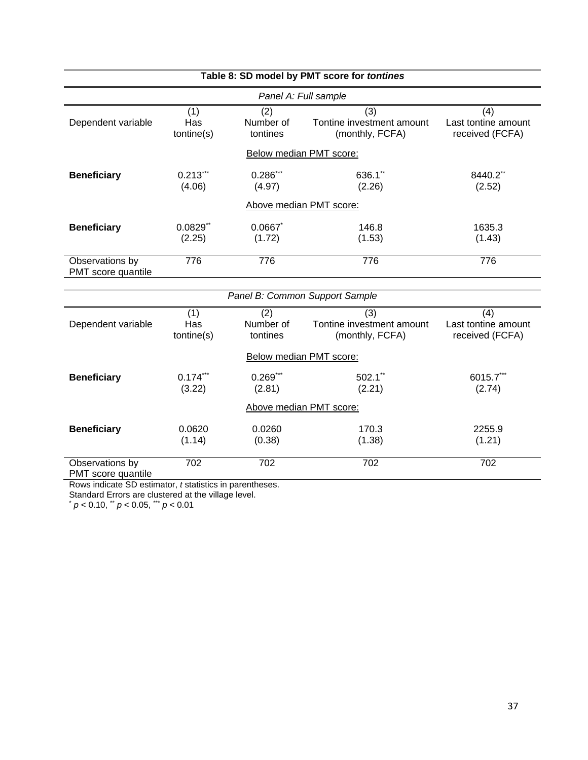**Table 8: SD model by PMT score for *tontines***

*Panel A: Full sample*

| Dependent variable | (1)<br>Has tontine(s) | (2)<br>Number of tontines | (3)<br>Tontine investment amount (monthly, FCFA) | (4)<br>Last tontine amount received (FCFA) |
|---|---|---|---|---|
| | | Below median PMT score: | | |
| **Beneficiary** | $0.213^{***}$ | $0.286^{***}$ | $636.1^{**}$ | $8440.2^{**}$ |
| | (4.06) | (4.97) | (2.26) | (2.52) |
| | | Above median PMT score: | | |
| **Beneficiary** | $0.0829^{**}$ | $0.0667^{*}$ | 146.8 | 1635.3 |
| | (2.25) | (1.72) | (1.53) | (1.43) |
| Observations by PMT score quantile | 776 | 776 | 776 | 776 |

*Panel B: Common Support Sample*

| Dependent variable | (1)<br>Has tontine(s) | (2)<br>Number of tontines | (3)<br>Tontine investment amount (monthly, FCFA) | (4)<br>Last tontine amount received (FCFA) |
|---|---|---|---|---|
| | | Below median PMT score: | | |
| **Beneficiary** | $0.174^{***}$ | $0.269^{***}$ | $502.1^{**}$ | $6015.7^{***}$ |
| | (3.22) | (2.81) | (2.21) | (2.74) |
| | | Above median PMT score: | | |
| **Beneficiary** | 0.0620 | 0.0260 | 170.3 | 2255.9 |
| | (1.14) | (0.38) | (1.38) | (1.21) |
| Observations by PMT score quantile | 702 | 702 | 702 | 702 |

Rows indicate SD estimator, *t* statistics in parentheses.
Standard Errors are clustered at the village level.
$^{*}$ $p < 0.10$, $^{**}$ $p < 0.05$, $^{***}$ $p < 0.01$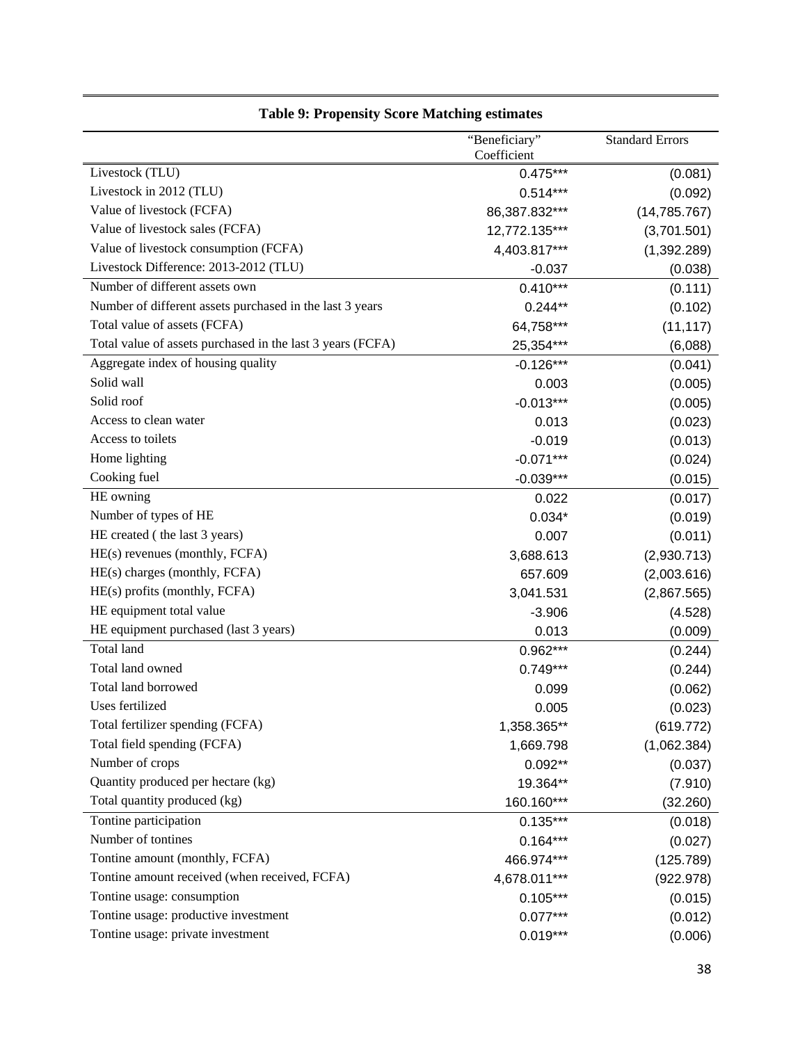**Table 9: Propensity Score Matching estimates**

| | "Beneficiary" Coefficient | Standard Errors |
|---|---|---|
| Livestock (TLU) | 0.475*** | (0.081) |
| Livestock in 2012 (TLU) | 0.514*** | (0.092) |
| Value of livestock (FCFA) | 86,387.832*** | (14,785.767) |
| Value of livestock sales (FCFA) | 12,772.135*** | (3,701.501) |
| Value of livestock consumption (FCFA) | 4,403.817*** | (1,392.289) |
| Livestock Difference: 2013-2012 (TLU) | -0.037 | (0.038) |
| Number of different assets own | 0.410*** | (0.111) |
| Number of different assets purchased in the last 3 years | 0.244** | (0.102) |
| Total value of assets (FCFA) | 64,758*** | (11,117) |
| Total value of assets purchased in the last 3 years (FCFA) | 25,354*** | (6,088) |
| Aggregate index of housing quality | -0.126*** | (0.041) |
| Solid wall | 0.003 | (0.005) |
| Solid roof | -0.013*** | (0.005) |
| Access to clean water | 0.013 | (0.023) |
| Access to toilets | -0.019 | (0.013) |
| Home lighting | -0.071*** | (0.024) |
| Cooking fuel | -0.039*** | (0.015) |
| HE owning | 0.022 | (0.017) |
| Number of types of HE | 0.034* | (0.019) |
| HE created ( the last 3 years) | 0.007 | (0.011) |
| HE(s) revenues (monthly, FCFA) | 3,688.613 | (2,930.713) |
| HE(s) charges (monthly, FCFA) | 657.609 | (2,003.616) |
| HE(s) profits (monthly, FCFA) | 3,041.531 | (2,867.565) |
| HE equipment total value | -3.906 | (4.528) |
| HE equipment purchased (last 3 years) | 0.013 | (0.009) |
| Total land | 0.962*** | (0.244) |
| Total land owned | 0.749*** | (0.244) |
| Total land borrowed | 0.099 | (0.062) |
| Uses fertilized | 0.005 | (0.023) |
| Total fertilizer spending (FCFA) | 1,358.365** | (619.772) |
| Total field spending (FCFA) | 1,669.798 | (1,062.384) |
| Number of crops | 0.092** | (0.037) |
| Quantity produced per hectare (kg) | 19.364** | (7.910) |
| Total quantity produced (kg) | 160.160*** | (32.260) |
| Tontine participation | 0.135*** | (0.018) |
| Number of tontines | 0.164*** | (0.027) |
| Tontine amount (monthly, FCFA) | 466.974*** | (125.789) |
| Tontine amount received (when received, FCFA) | 4,678.011*** | (922.978) |
| Tontine usage: consumption | 0.105*** | (0.015) |
| Tontine usage: productive investment | 0.077*** | (0.012) |
| Tontine usage: private investment | 0.019*** | (0.006) |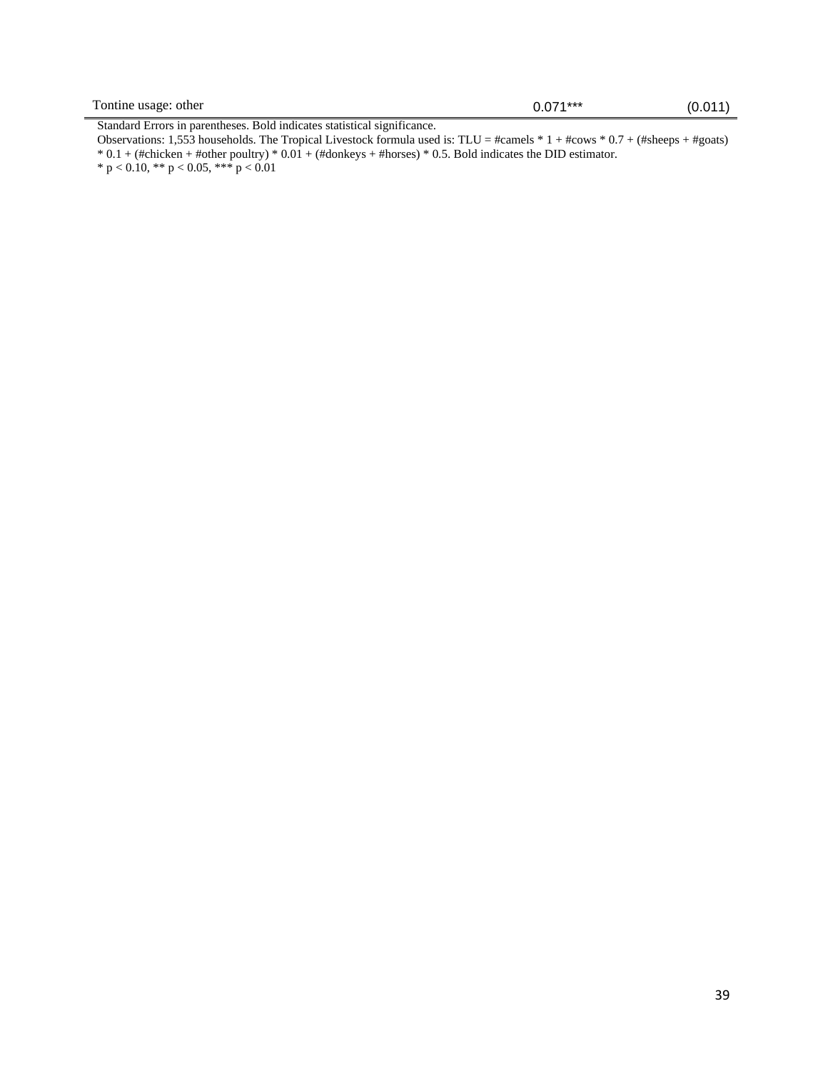| | | |
|---|---|---|
| Tontine usage: other | 0.071*** | (0.011) |

Standard Errors in parentheses. Bold indicates statistical significance.

Observations: 1,553 households. The Tropical Livestock formula used is: TLU = #camels * 1 + #cows * 0.7 + (#sheeps + #goats) * 0.1 + (#chicken + #other poultry) * 0.01 + (#donkeys + #horses) * 0.5. Bold indicates the DID estimator.

* $p < 0.10$, ** $p < 0.05$, *** $p < 0.01$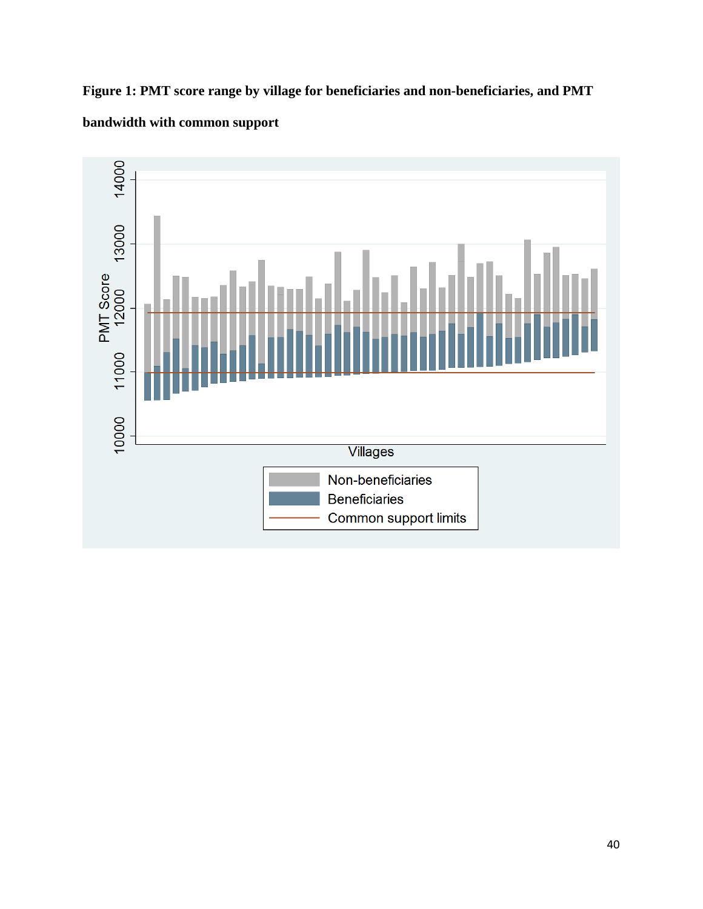**Figure 1: PMT score range by village for beneficiaries and non-beneficiaries, and PMT bandwidth with common support**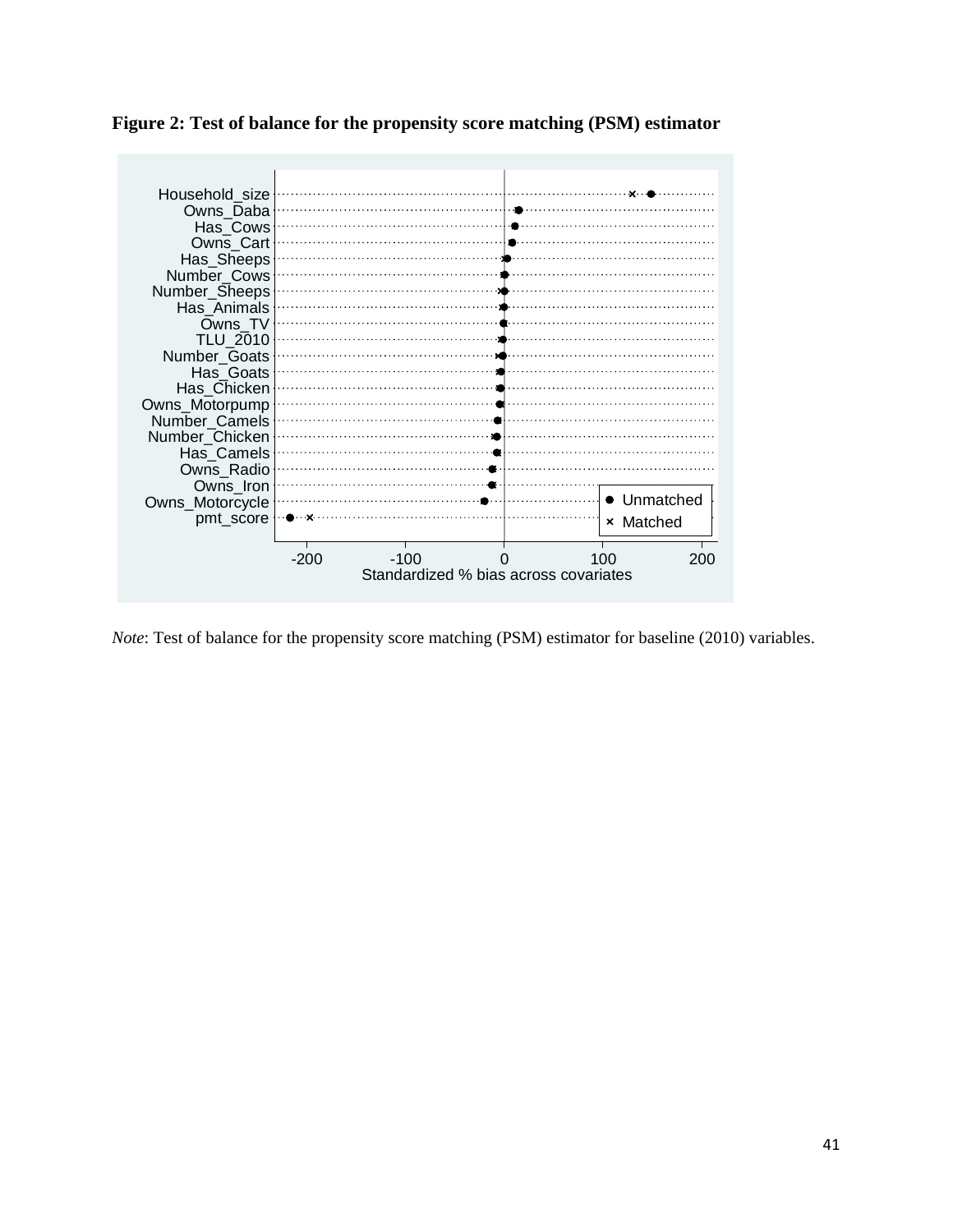**Figure 2: Test of balance for the propensity score matching (PSM) estimator**

*Note*: Test of balance for the propensity score matching (PSM) estimator for baseline (2010) variables.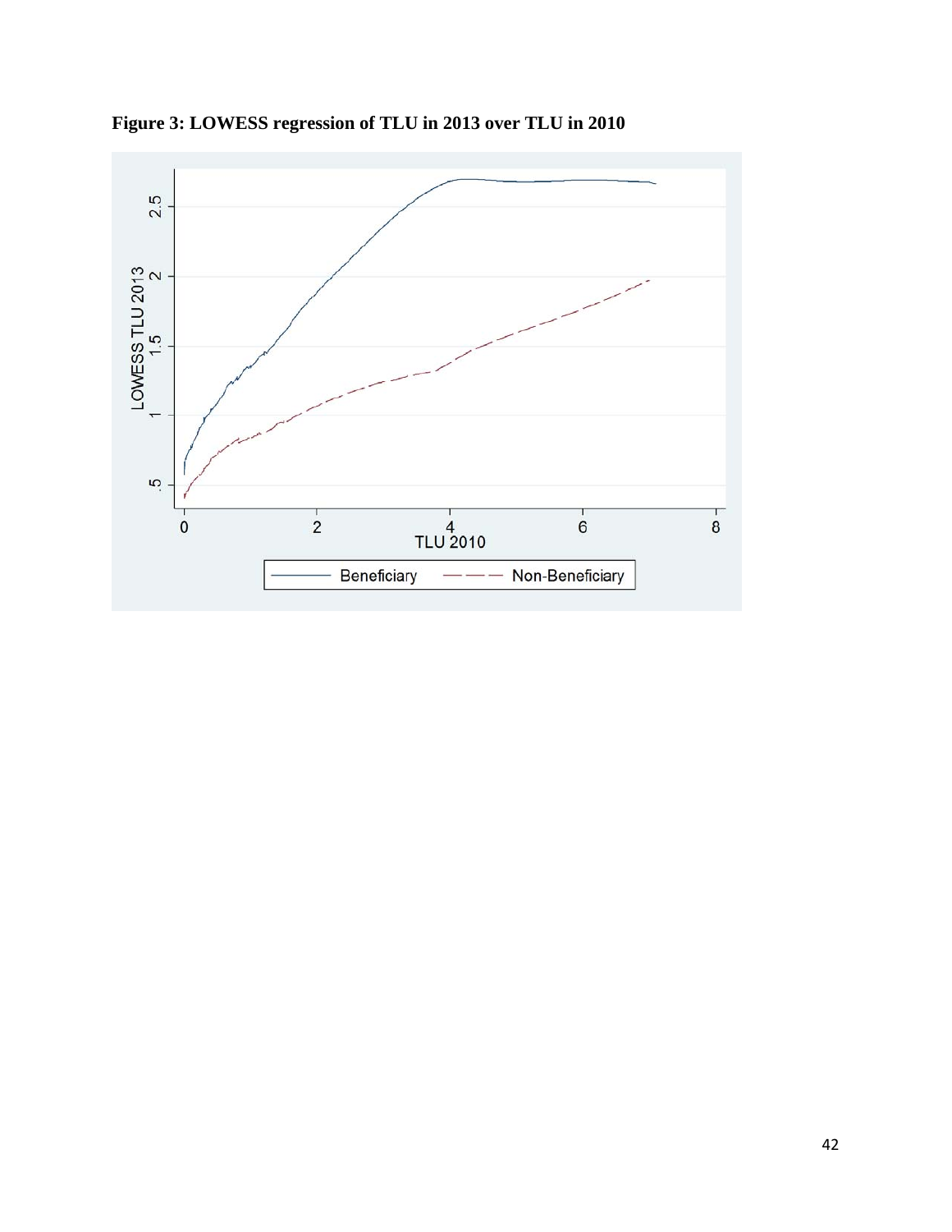**Figure 3: LOWESS regression of TLU in 2013 over TLU in 2010**

LOWESS TLU 2013

.5
1
1.5
2
2.5

0
2
4
6
8

TLU 2010

Beneficiary
Non-Beneficiary